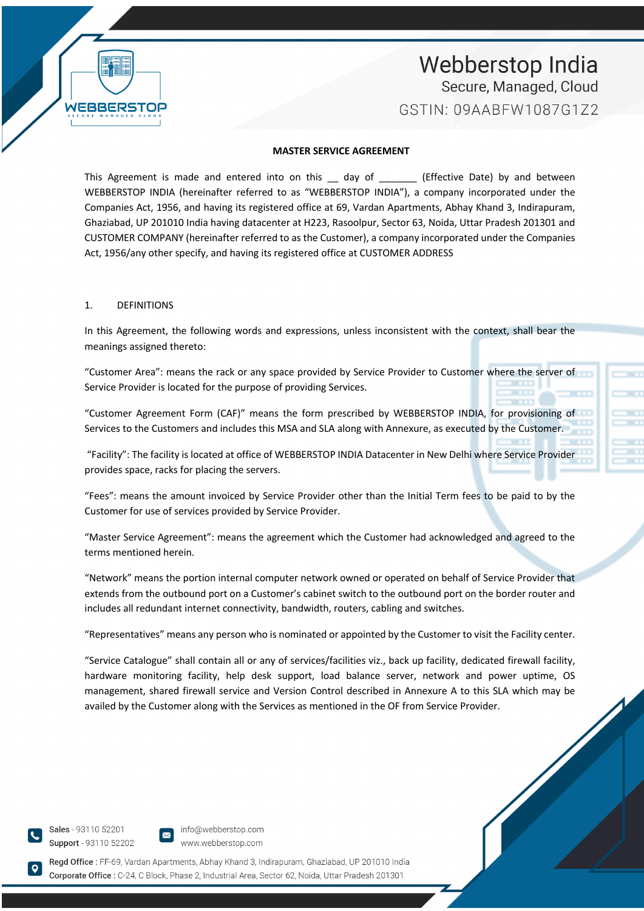# MASTER SERVICE AGREEMENT

This Agreement is made and entered into on this __ day of _______ (Effective Date) by and between WEBBERSTOP INDIA (hereinafter referred to as "WEBBERSTOP INDIA"), a company incorporated under the Companies Act, 1956, and having its registered office at 69, Vardan Apartments, Abhay Khand 3, Indirapuram, Ghaziabad, UP 201010 India having datacenter at H223, Rasoolpur, Sector 63, Noida, Uttar Pradesh 201301 and CUSTOMER COMPANY (hereinafter referred to as the Customer), a company incorporated under the Companies Act, 1956/any other specify, and having its registered office at CUSTOMER ADDRESS

## 1. DEFINITIONS

In this Agreement, the following words and expressions, unless inconsistent with the context, shall bear the meanings assigned thereto:

"Customer Area": means the rack or any space provided by Service Provider to Customer where the server of Service Provider is located for the purpose of providing Services.

"Customer Agreement Form (CAF)" means the form prescribed by WEBBERSTOP INDIA, for provisioning of Services to the Customers and includes this MSA and SLA along with Annexure, as executed by the Customer.

"Facility": The facility is located at office of WEBBERSTOP INDIA Datacenter in New Delhi where Service Provider provides space, racks for placing the servers.

"Fees": means the amount invoiced by Service Provider other than the Initial Term fees to be paid to by the Customer for use of services provided by Service Provider.

"Master Service Agreement": means the agreement which the Customer had acknowledged and agreed to the terms mentioned herein.

"Network" means the portion internal computer network owned or operated on behalf of Service Provider that extends from the outbound port on a Customer's cabinet switch to the outbound port on the border router and includes all redundant internet connectivity, bandwidth, routers, cabling and switches.

"Representatives" means any person who is nominated or appointed by the Customer to visit the Facility center.

"Service Catalogue" shall contain all or any of services/facilities viz., back up facility, dedicated firewall facility, hardware monitoring facility, help desk support, load balance server, network and power uptime, OS management, shared firewall service and Version Control described in Annexure A to this SLA which may be availed by the Customer along with the Services as mentioned in the OF from Service Provider.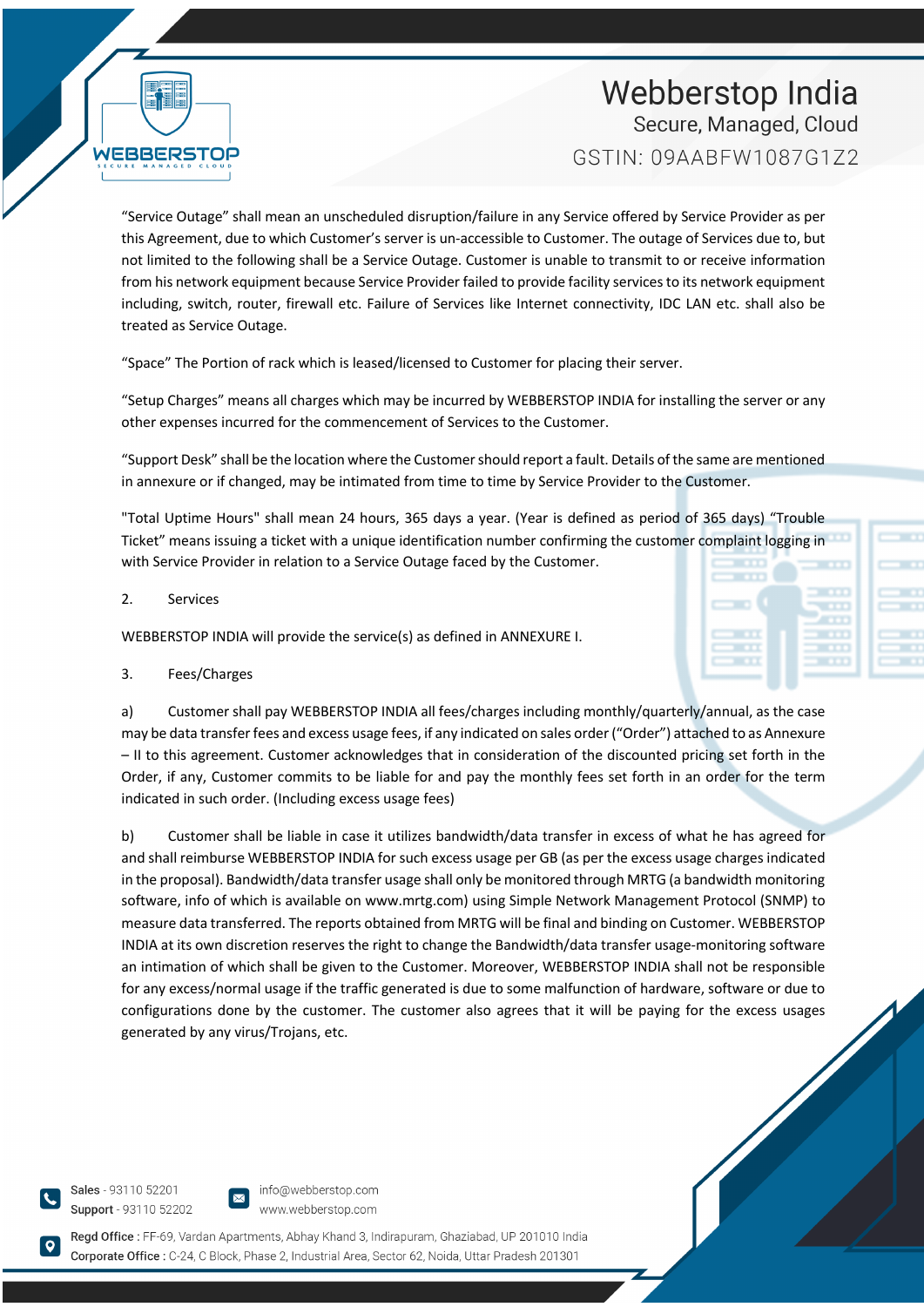"Service Outage" shall mean an unscheduled disruption/failure in any Service offered by Service Provider as per this Agreement, due to which Customer's server is un-accessible to Customer. The outage of Services due to, but not limited to the following shall be a Service Outage. Customer is unable to transmit to or receive information from his network equipment because Service Provider failed to provide facility services to its network equipment including, switch, router, firewall etc. Failure of Services like Internet connectivity, IDC LAN etc. shall also be treated as Service Outage.

"Space" The Portion of rack which is leased/licensed to Customer for placing their server.

"Setup Charges" means all charges which may be incurred by WEBBERSTOP INDIA for installing the server or any other expenses incurred for the commencement of Services to the Customer.

"Support Desk" shall be the location where the Customer should report a fault. Details of the same are mentioned in annexure or if changed, may be intimated from time to time by Service Provider to the Customer.

"Total Uptime Hours" shall mean 24 hours, 365 days a year. (Year is defined as period of 365 days) "Trouble Ticket" means issuing a ticket with a unique identification number confirming the customer complaint logging in with Service Provider in relation to a Service Outage faced by the Customer.

2. Services

WEBBERSTOP INDIA will provide the service(s) as defined in ANNEXURE I.

3. Fees/Charges

a) Customer shall pay WEBBERSTOP INDIA all fees/charges including monthly/quarterly/annual, as the case may be data transfer fees and excess usage fees, if any indicated on sales order ("Order") attached to as Annexure – II to this agreement. Customer acknowledges that in consideration of the discounted pricing set forth in the Order, if any, Customer commits to be liable for and pay the monthly fees set forth in an order for the term indicated in such order. (Including excess usage fees)

b) Customer shall be liable in case it utilizes bandwidth/data transfer in excess of what he has agreed for and shall reimburse WEBBERSTOP INDIA for such excess usage per GB (as per the excess usage charges indicated in the proposal). Bandwidth/data transfer usage shall only be monitored through MRTG (a bandwidth monitoring software, info of which is available on www.mrtg.com) using Simple Network Management Protocol (SNMP) to measure data transferred. The reports obtained from MRTG will be final and binding on Customer. WEBBERSTOP INDIA at its own discretion reserves the right to change the Bandwidth/data transfer usage-monitoring software an intimation of which shall be given to the Customer. Moreover, WEBBERSTOP INDIA shall not be responsible for any excess/normal usage if the traffic generated is due to some malfunction of hardware, software or due to configurations done by the customer. The customer also agrees that it will be paying for the excess usages generated by any virus/Trojans, etc.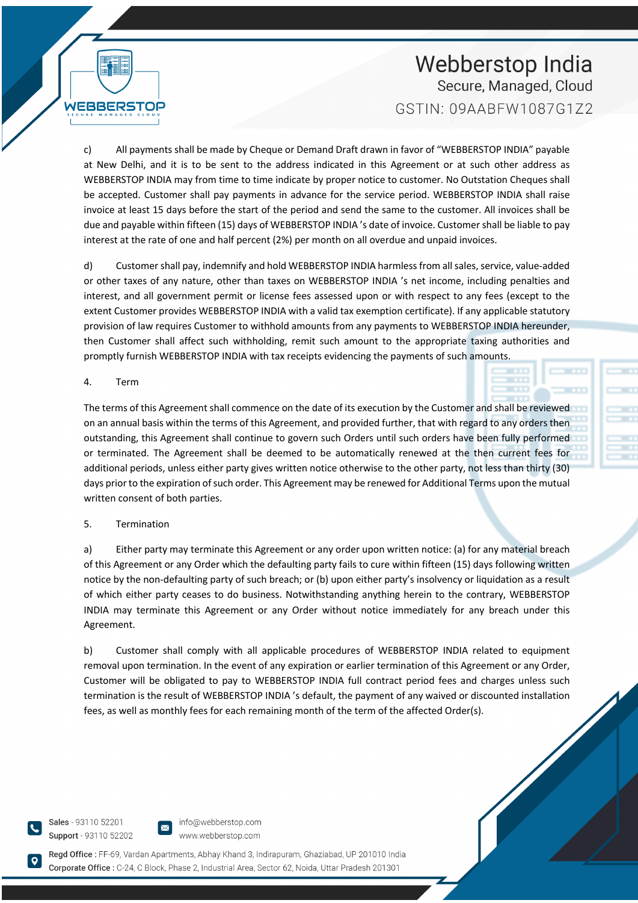c) All payments shall be made by Cheque or Demand Draft drawn in favor of "WEBBERSTOP INDIA" payable at New Delhi, and it is to be sent to the address indicated in this Agreement or at such other address as WEBBERSTOP INDIA may from time to time indicate by proper notice to customer. No Outstation Cheques shall be accepted. Customer shall pay payments in advance for the service period. WEBBERSTOP INDIA shall raise invoice at least 15 days before the start of the period and send the same to the customer. All invoices shall be due and payable within fifteen (15) days of WEBBERSTOP INDIA 's date of invoice. Customer shall be liable to pay interest at the rate of one and half percent (2%) per month on all overdue and unpaid invoices.

d) Customer shall pay, indemnify and hold WEBBERSTOP INDIA harmless from all sales, service, value-added or other taxes of any nature, other than taxes on WEBBERSTOP INDIA 's net income, including penalties and interest, and all government permit or license fees assessed upon or with respect to any fees (except to the extent Customer provides WEBBERSTOP INDIA with a valid tax exemption certificate). If any applicable statutory provision of law requires Customer to withhold amounts from any payments to WEBBERSTOP INDIA hereunder, then Customer shall affect such withholding, remit such amount to the appropriate taxing authorities and promptly furnish WEBBERSTOP INDIA with tax receipts evidencing the payments of such amounts.

4. Term

The terms of this Agreement shall commence on the date of its execution by the Customer and shall be reviewed on an annual basis within the terms of this Agreement, and provided further, that with regard to any orders then outstanding, this Agreement shall continue to govern such Orders until such orders have been fully performed or terminated. The Agreement shall be deemed to be automatically renewed at the then current fees for additional periods, unless either party gives written notice otherwise to the other party, not less than thirty (30) days prior to the expiration of such order. This Agreement may be renewed for Additional Terms upon the mutual written consent of both parties.

5. Termination

a) Either party may terminate this Agreement or any order upon written notice: (a) for any material breach of this Agreement or any Order which the defaulting party fails to cure within fifteen (15) days following written notice by the non-defaulting party of such breach; or (b) upon either party's insolvency or liquidation as a result of which either party ceases to do business. Notwithstanding anything herein to the contrary, WEBBERSTOP INDIA may terminate this Agreement or any Order without notice immediately for any breach under this Agreement.

b) Customer shall comply with all applicable procedures of WEBBERSTOP INDIA related to equipment removal upon termination. In the event of any expiration or earlier termination of this Agreement or any Order, Customer will be obligated to pay to WEBBERSTOP INDIA full contract period fees and charges unless such termination is the result of WEBBERSTOP INDIA 's default, the payment of any waived or discounted installation fees, as well as monthly fees for each remaining month of the term of the affected Order(s).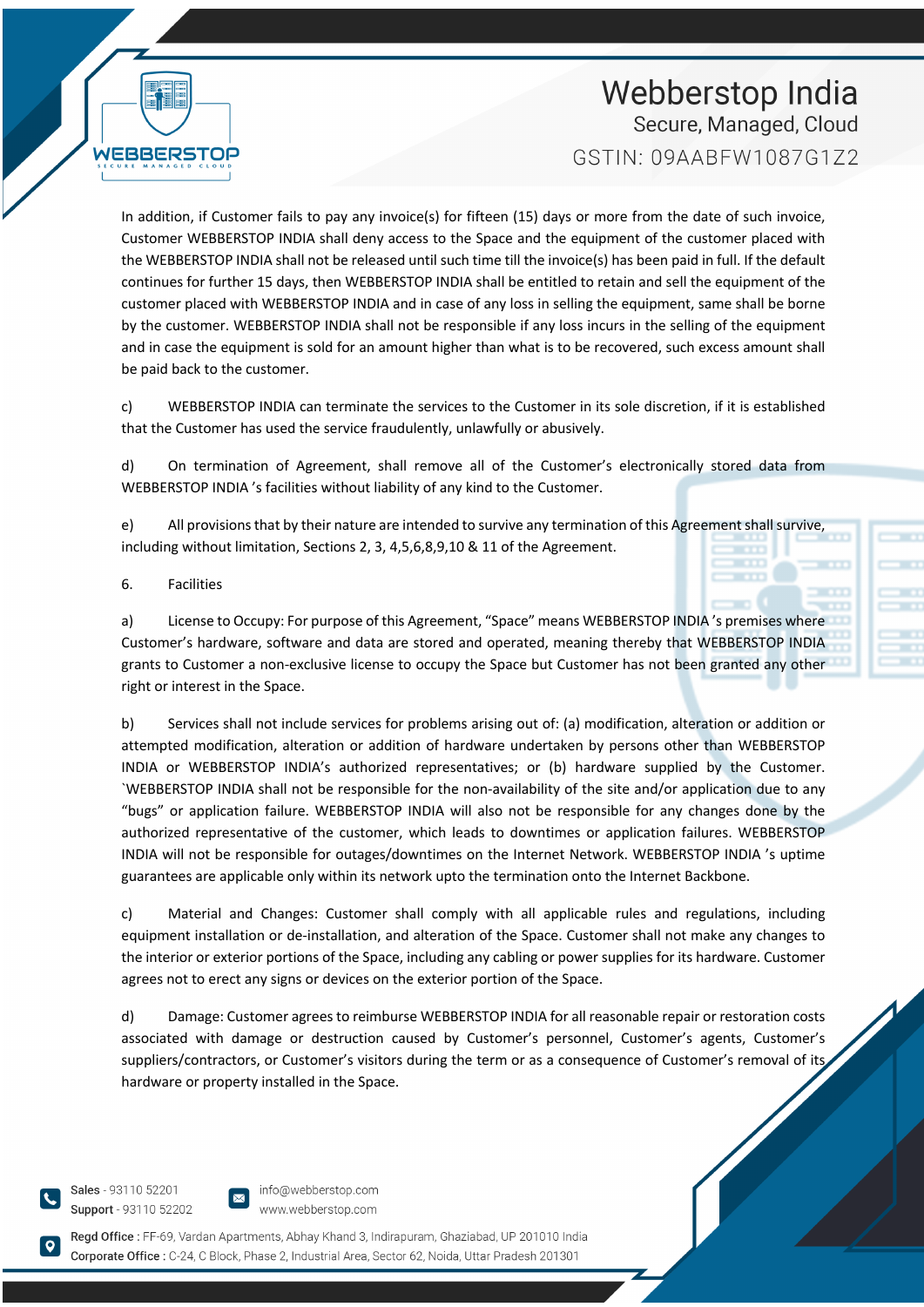In addition, if Customer fails to pay any invoice(s) for fifteen (15) days or more from the date of such invoice, Customer WEBBERSTOP INDIA shall deny access to the Space and the equipment of the customer placed with the WEBBERSTOP INDIA shall not be released until such time till the invoice(s) has been paid in full. If the default continues for further 15 days, then WEBBERSTOP INDIA shall be entitled to retain and sell the equipment of the customer placed with WEBBERSTOP INDIA and in case of any loss in selling the equipment, same shall be borne by the customer. WEBBERSTOP INDIA shall not be responsible if any loss incurs in the selling of the equipment and in case the equipment is sold for an amount higher than what is to be recovered, such excess amount shall be paid back to the customer.

c) WEBBERSTOP INDIA can terminate the services to the Customer in its sole discretion, if it is established that the Customer has used the service fraudulently, unlawfully or abusively.

d) On termination of Agreement, shall remove all of the Customer's electronically stored data from WEBBERSTOP INDIA 's facilities without liability of any kind to the Customer.

e) All provisions that by their nature are intended to survive any termination of this Agreement shall survive, including without limitation, Sections 2, 3, 4,5,6,8,9,10 & 11 of the Agreement.

6. Facilities

a) License to Occupy: For purpose of this Agreement, "Space" means WEBBERSTOP INDIA 's premises where Customer's hardware, software and data are stored and operated, meaning thereby that WEBBERSTOP INDIA grants to Customer a non-exclusive license to occupy the Space but Customer has not been granted any other right or interest in the Space.

b) Services shall not include services for problems arising out of: (a) modification, alteration or addition or attempted modification, alteration or addition of hardware undertaken by persons other than WEBBERSTOP INDIA or WEBBERSTOP INDIA's authorized representatives; or (b) hardware supplied by the Customer. `WEBBERSTOP INDIA shall not be responsible for the non-availability of the site and/or application due to any "bugs" or application failure. WEBBERSTOP INDIA will also not be responsible for any changes done by the authorized representative of the customer, which leads to downtimes or application failures. WEBBERSTOP INDIA will not be responsible for outages/downtimes on the Internet Network. WEBBERSTOP INDIA 's uptime guarantees are applicable only within its network upto the termination onto the Internet Backbone.

c) Material and Changes: Customer shall comply with all applicable rules and regulations, including equipment installation or de-installation, and alteration of the Space. Customer shall not make any changes to the interior or exterior portions of the Space, including any cabling or power supplies for its hardware. Customer agrees not to erect any signs or devices on the exterior portion of the Space.

d) Damage: Customer agrees to reimburse WEBBERSTOP INDIA for all reasonable repair or restoration costs associated with damage or destruction caused by Customer's personnel, Customer's agents, Customer's suppliers/contractors, or Customer's visitors during the term or as a consequence of Customer's removal of its hardware or property installed in the Space.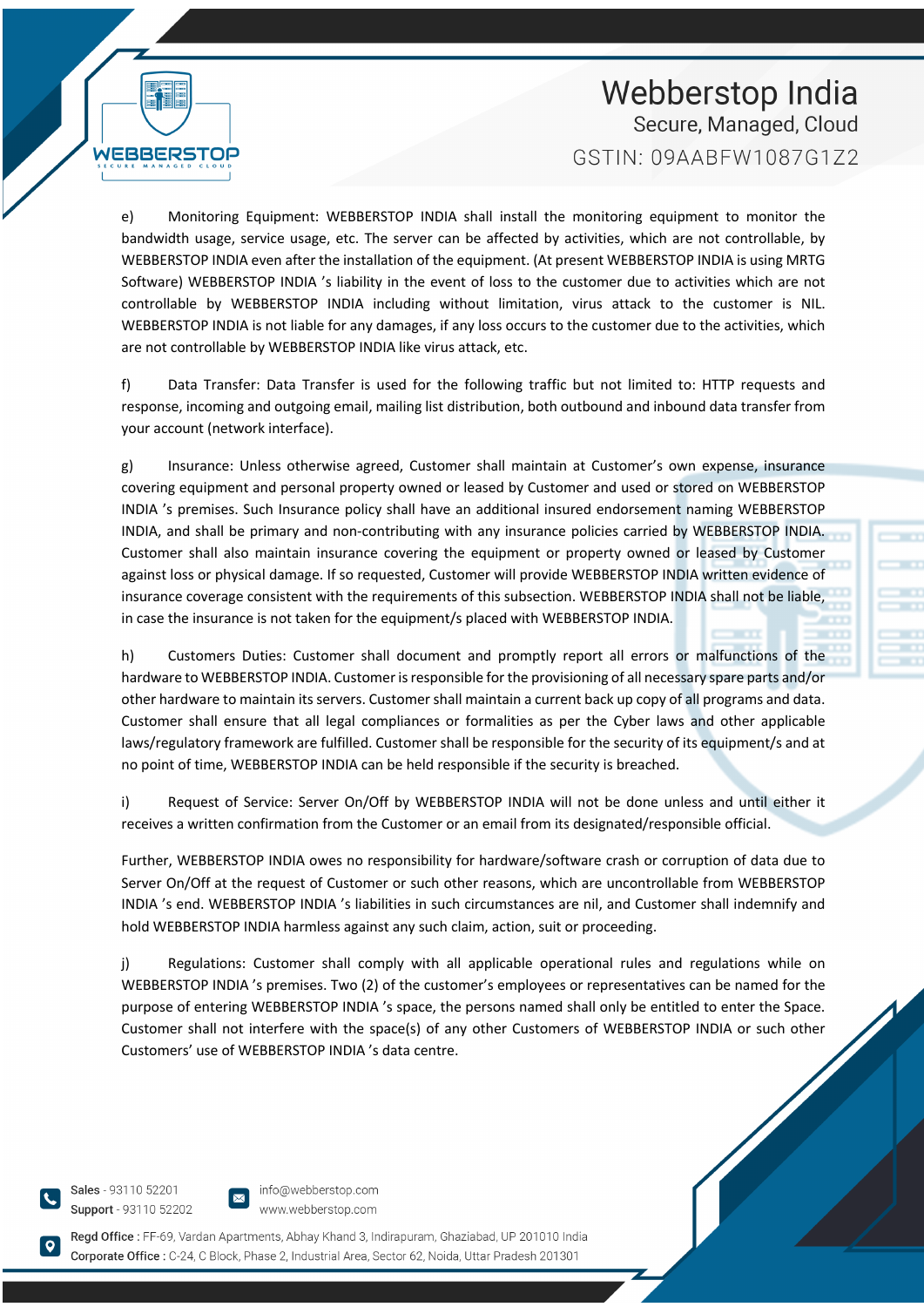e) Monitoring Equipment: WEBBERSTOP INDIA shall install the monitoring equipment to monitor the bandwidth usage, service usage, etc. The server can be affected by activities, which are not controllable, by WEBBERSTOP INDIA even after the installation of the equipment. (At present WEBBERSTOP INDIA is using MRTG Software) WEBBERSTOP INDIA 's liability in the event of loss to the customer due to activities which are not controllable by WEBBERSTOP INDIA including without limitation, virus attack to the customer is NIL. WEBBERSTOP INDIA is not liable for any damages, if any loss occurs to the customer due to the activities, which are not controllable by WEBBERSTOP INDIA like virus attack, etc.

f) Data Transfer: Data Transfer is used for the following traffic but not limited to: HTTP requests and response, incoming and outgoing email, mailing list distribution, both outbound and inbound data transfer from your account (network interface).

g) Insurance: Unless otherwise agreed, Customer shall maintain at Customer's own expense, insurance covering equipment and personal property owned or leased by Customer and used or stored on WEBBERSTOP INDIA 's premises. Such Insurance policy shall have an additional insured endorsement naming WEBBERSTOP INDIA, and shall be primary and non-contributing with any insurance policies carried by WEBBERSTOP INDIA. Customer shall also maintain insurance covering the equipment or property owned or leased by Customer against loss or physical damage. If so requested, Customer will provide WEBBERSTOP INDIA written evidence of insurance coverage consistent with the requirements of this subsection. WEBBERSTOP INDIA shall not be liable, in case the insurance is not taken for the equipment/s placed with WEBBERSTOP INDIA.

h) Customers Duties: Customer shall document and promptly report all errors or malfunctions of the hardware to WEBBERSTOP INDIA. Customer is responsible for the provisioning of all necessary spare parts and/or other hardware to maintain its servers. Customer shall maintain a current back up copy of all programs and data. Customer shall ensure that all legal compliances or formalities as per the Cyber laws and other applicable laws/regulatory framework are fulfilled. Customer shall be responsible for the security of its equipment/s and at no point of time, WEBBERSTOP INDIA can be held responsible if the security is breached.

i) Request of Service: Server On/Off by WEBBERSTOP INDIA will not be done unless and until either it receives a written confirmation from the Customer or an email from its designated/responsible official.

Further, WEBBERSTOP INDIA owes no responsibility for hardware/software crash or corruption of data due to Server On/Off at the request of Customer or such other reasons, which are uncontrollable from WEBBERSTOP INDIA 's end. WEBBERSTOP INDIA 's liabilities in such circumstances are nil, and Customer shall indemnify and hold WEBBERSTOP INDIA harmless against any such claim, action, suit or proceeding.

j) Regulations: Customer shall comply with all applicable operational rules and regulations while on WEBBERSTOP INDIA 's premises. Two (2) of the customer's employees or representatives can be named for the purpose of entering WEBBERSTOP INDIA 's space, the persons named shall only be entitled to enter the Space. Customer shall not interfere with the space(s) of any other Customers of WEBBERSTOP INDIA or such other Customers' use of WEBBERSTOP INDIA 's data centre.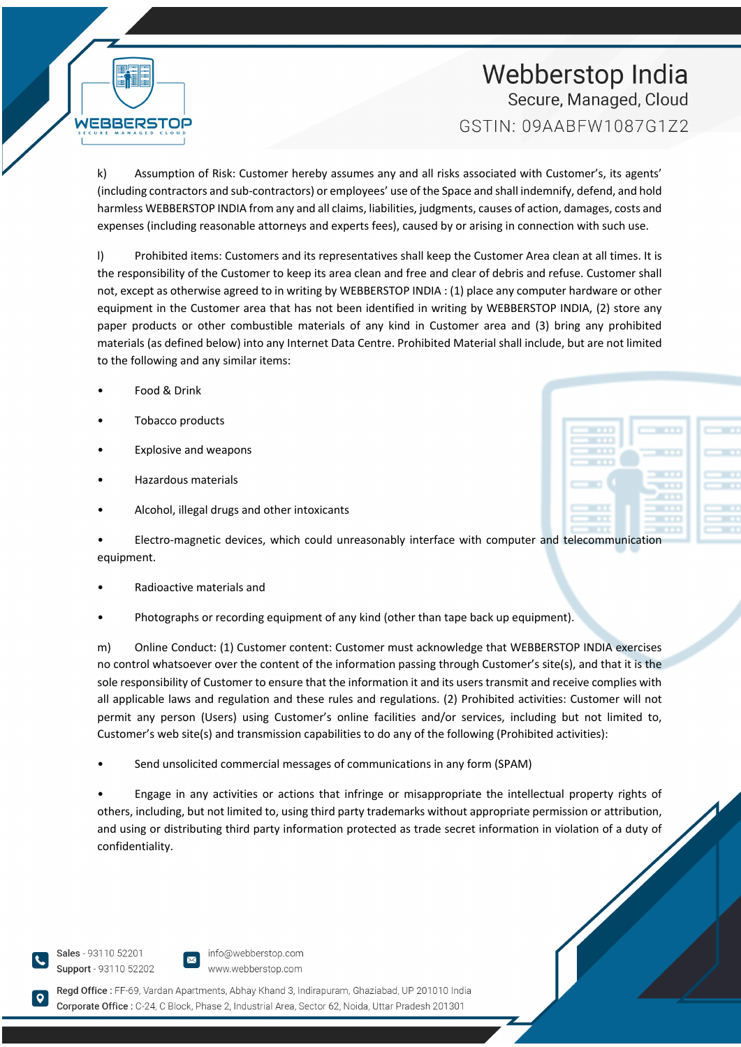k) Assumption of Risk: Customer hereby assumes any and all risks associated with Customer's, its agents' (including contractors and sub-contractors) or employees' use of the Space and shall indemnify, defend, and hold harmless WEBBERSTOP INDIA from any and all claims, liabilities, judgments, causes of action, damages, costs and expenses (including reasonable attorneys and experts fees), caused by or arising in connection with such use.

l) Prohibited items: Customers and its representatives shall keep the Customer Area clean at all times. It is the responsibility of the Customer to keep its area clean and free and clear of debris and refuse. Customer shall not, except as otherwise agreed to in writing by WEBBERSTOP INDIA : (1) place any computer hardware or other equipment in the Customer area that has not been identified in writing by WEBBERSTOP INDIA, (2) store any paper products or other combustible materials of any kind in Customer area and (3) bring any prohibited materials (as defined below) into any Internet Data Centre. Prohibited Material shall include, but are not limited to the following and any similar items:

- Food & Drink
- Tobacco products
- Explosive and weapons
- Hazardous materials
- Alcohol, illegal drugs and other intoxicants
- Electro-magnetic devices, which could unreasonably interface with computer and telecommunication equipment.
- Radioactive materials and
- Photographs or recording equipment of any kind (other than tape back up equipment).

m) Online Conduct: (1) Customer content: Customer must acknowledge that WEBBERSTOP INDIA exercises no control whatsoever over the content of the information passing through Customer's site(s), and that it is the sole responsibility of Customer to ensure that the information it and its users transmit and receive complies with all applicable laws and regulation and these rules and regulations. (2) Prohibited activities: Customer will not permit any person (Users) using Customer's online facilities and/or services, including but not limited to, Customer's web site(s) and transmission capabilities to do any of the following (Prohibited activities):

- Send unsolicited commercial messages of communications in any form (SPAM)
- Engage in any activities or actions that infringe or misappropriate the intellectual property rights of others, including, but not limited to, using third party trademarks without appropriate permission or attribution, and using or distributing third party information protected as trade secret information in violation of a duty of confidentiality.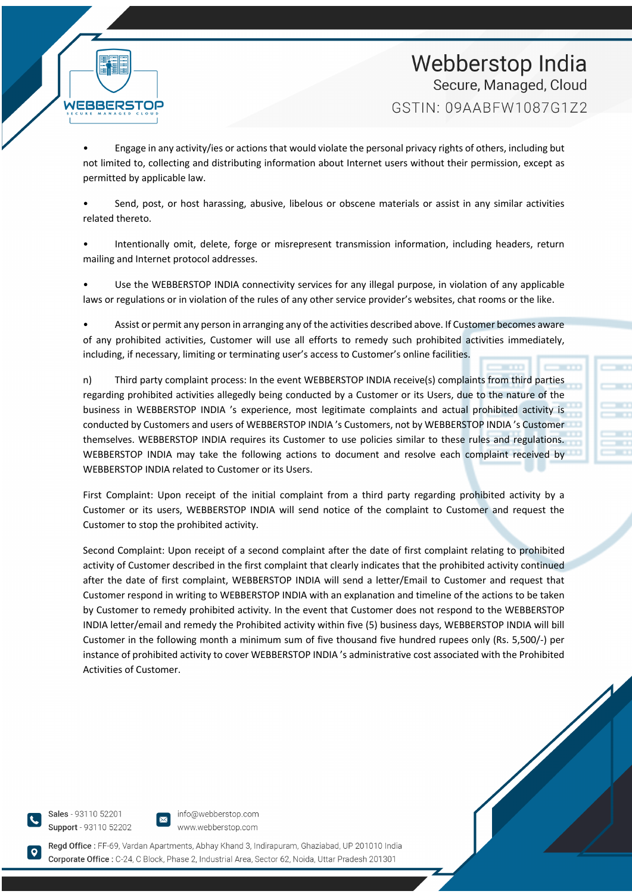- Engage in any activity/ies or actions that would violate the personal privacy rights of others, including but not limited to, collecting and distributing information about Internet users without their permission, except as permitted by applicable law.

- Send, post, or host harassing, abusive, libelous or obscene materials or assist in any similar activities related thereto.

- Intentionally omit, delete, forge or misrepresent transmission information, including headers, return mailing and Internet protocol addresses.

- Use the WEBBERSTOP INDIA connectivity services for any illegal purpose, in violation of any applicable laws or regulations or in violation of the rules of any other service provider's websites, chat rooms or the like.

- Assist or permit any person in arranging any of the activities described above. If Customer becomes aware of any prohibited activities, Customer will use all efforts to remedy such prohibited activities immediately, including, if necessary, limiting or terminating user's access to Customer's online facilities.

n) Third party complaint process: In the event WEBBERSTOP INDIA receive(s) complaints from third parties regarding prohibited activities allegedly being conducted by a Customer or its Users, due to the nature of the business in WEBBERSTOP INDIA 's experience, most legitimate complaints and actual prohibited activity is conducted by Customers and users of WEBBERSTOP INDIA 's Customers, not by WEBBERSTOP INDIA 's Customer themselves. WEBBERSTOP INDIA requires its Customer to use policies similar to these rules and regulations. WEBBERSTOP INDIA may take the following actions to document and resolve each complaint received by WEBBERSTOP INDIA related to Customer or its Users.

First Complaint: Upon receipt of the initial complaint from a third party regarding prohibited activity by a Customer or its users, WEBBERSTOP INDIA will send notice of the complaint to Customer and request the Customer to stop the prohibited activity.

Second Complaint: Upon receipt of a second complaint after the date of first complaint relating to prohibited activity of Customer described in the first complaint that clearly indicates that the prohibited activity continued after the date of first complaint, WEBBERSTOP INDIA will send a letter/Email to Customer and request that Customer respond in writing to WEBBERSTOP INDIA with an explanation and timeline of the actions to be taken by Customer to remedy prohibited activity. In the event that Customer does not respond to the WEBBERSTOP INDIA letter/email and remedy the Prohibited activity within five (5) business days, WEBBERSTOP INDIA will bill Customer in the following month a minimum sum of five thousand five hundred rupees only (Rs. 5,500/-) per instance of prohibited activity to cover WEBBERSTOP INDIA 's administrative cost associated with the Prohibited Activities of Customer.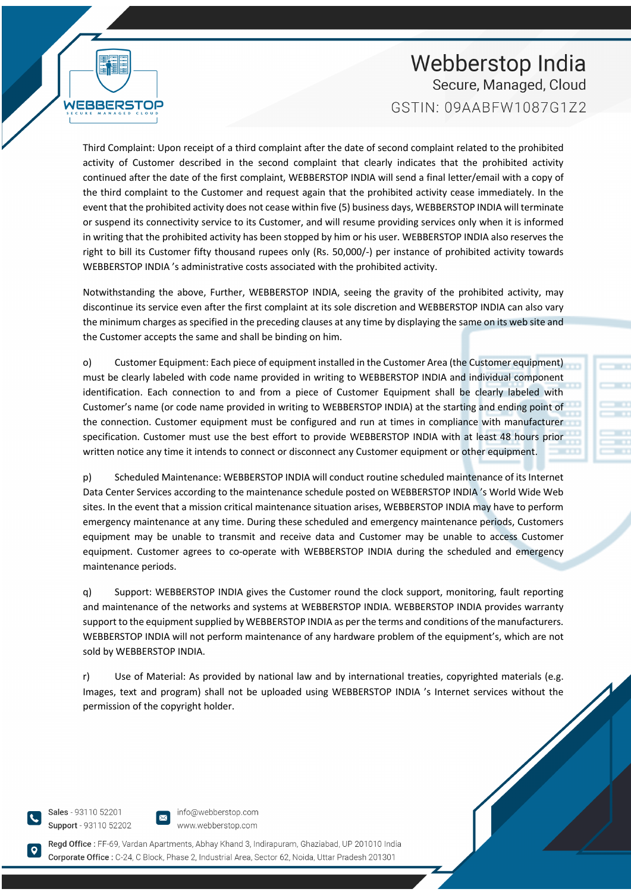Third Complaint: Upon receipt of a third complaint after the date of second complaint related to the prohibited activity of Customer described in the second complaint that clearly indicates that the prohibited activity continued after the date of the first complaint, WEBBERSTOP INDIA will send a final letter/email with a copy of the third complaint to the Customer and request again that the prohibited activity cease immediately. In the event that the prohibited activity does not cease within five (5) business days, WEBBERSTOP INDIA will terminate or suspend its connectivity service to its Customer, and will resume providing services only when it is informed in writing that the prohibited activity has been stopped by him or his user. WEBBERSTOP INDIA also reserves the right to bill its Customer fifty thousand rupees only (Rs. 50,000/-) per instance of prohibited activity towards WEBBERSTOP INDIA 's administrative costs associated with the prohibited activity.

Notwithstanding the above, Further, WEBBERSTOP INDIA, seeing the gravity of the prohibited activity, may discontinue its service even after the first complaint at its sole discretion and WEBBERSTOP INDIA can also vary the minimum charges as specified in the preceding clauses at any time by displaying the same on its web site and the Customer accepts the same and shall be binding on him.

o) Customer Equipment: Each piece of equipment installed in the Customer Area (the Customer equipment) must be clearly labeled with code name provided in writing to WEBBERSTOP INDIA and individual component identification. Each connection to and from a piece of Customer Equipment shall be clearly labeled with Customer's name (or code name provided in writing to WEBBERSTOP INDIA) at the starting and ending point of the connection. Customer equipment must be configured and run at times in compliance with manufacturer specification. Customer must use the best effort to provide WEBBERSTOP INDIA with at least 48 hours prior written notice any time it intends to connect or disconnect any Customer equipment or other equipment.

p) Scheduled Maintenance: WEBBERSTOP INDIA will conduct routine scheduled maintenance of its Internet Data Center Services according to the maintenance schedule posted on WEBBERSTOP INDIA 's World Wide Web sites. In the event that a mission critical maintenance situation arises, WEBBERSTOP INDIA may have to perform emergency maintenance at any time. During these scheduled and emergency maintenance periods, Customers equipment may be unable to transmit and receive data and Customer may be unable to access Customer equipment. Customer agrees to co-operate with WEBBERSTOP INDIA during the scheduled and emergency maintenance periods.

q) Support: WEBBERSTOP INDIA gives the Customer round the clock support, monitoring, fault reporting and maintenance of the networks and systems at WEBBERSTOP INDIA. WEBBERSTOP INDIA provides warranty support to the equipment supplied by WEBBERSTOP INDIA as per the terms and conditions of the manufacturers. WEBBERSTOP INDIA will not perform maintenance of any hardware problem of the equipment's, which are not sold by WEBBERSTOP INDIA.

r) Use of Material: As provided by national law and by international treaties, copyrighted materials (e.g. Images, text and program) shall not be uploaded using WEBBERSTOP INDIA 's Internet services without the permission of the copyright holder.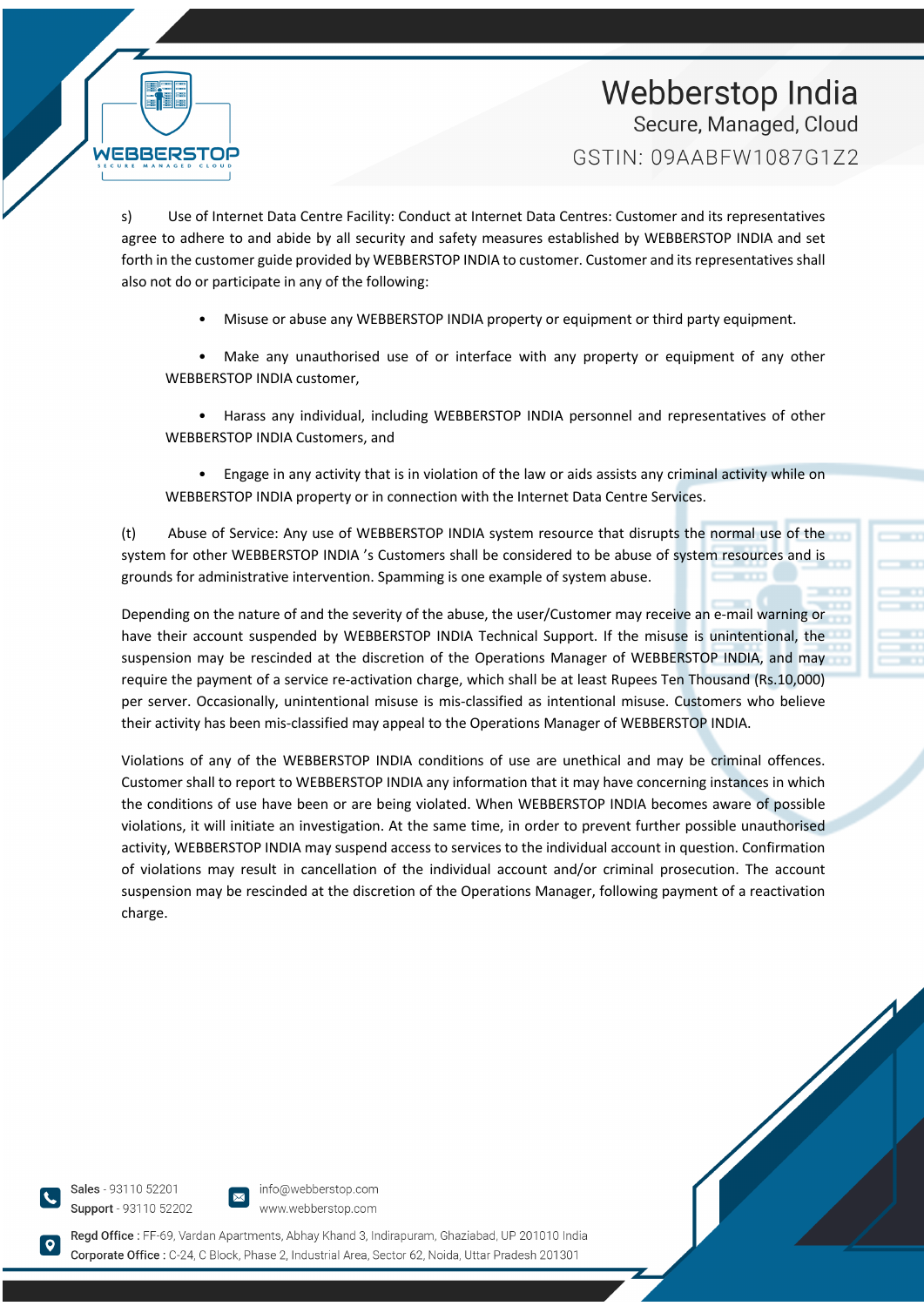s) Use of Internet Data Centre Facility: Conduct at Internet Data Centres: Customer and its representatives agree to adhere to and abide by all security and safety measures established by WEBBERSTOP INDIA and set forth in the customer guide provided by WEBBERSTOP INDIA to customer. Customer and its representatives shall also not do or participate in any of the following:

- Misuse or abuse any WEBBERSTOP INDIA property or equipment or third party equipment.
- Make any unauthorised use of or interface with any property or equipment of any other WEBBERSTOP INDIA customer,
- Harass any individual, including WEBBERSTOP INDIA personnel and representatives of other WEBBERSTOP INDIA Customers, and
- Engage in any activity that is in violation of the law or aids assists any criminal activity while on WEBBERSTOP INDIA property or in connection with the Internet Data Centre Services.

(t) Abuse of Service: Any use of WEBBERSTOP INDIA system resource that disrupts the normal use of the system for other WEBBERSTOP INDIA 's Customers shall be considered to be abuse of system resources and is grounds for administrative intervention. Spamming is one example of system abuse.

Depending on the nature of and the severity of the abuse, the user/Customer may receive an e-mail warning or have their account suspended by WEBBERSTOP INDIA Technical Support. If the misuse is unintentional, the suspension may be rescinded at the discretion of the Operations Manager of WEBBERSTOP INDIA, and may require the payment of a service re-activation charge, which shall be at least Rupees Ten Thousand (Rs.10,000) per server. Occasionally, unintentional misuse is mis-classified as intentional misuse. Customers who believe their activity has been mis-classified may appeal to the Operations Manager of WEBBERSTOP INDIA.

Violations of any of the WEBBERSTOP INDIA conditions of use are unethical and may be criminal offences. Customer shall to report to WEBBERSTOP INDIA any information that it may have concerning instances in which the conditions of use have been or are being violated. When WEBBERSTOP INDIA becomes aware of possible violations, it will initiate an investigation. At the same time, in order to prevent further possible unauthorised activity, WEBBERSTOP INDIA may suspend access to services to the individual account in question. Confirmation of violations may result in cancellation of the individual account and/or criminal prosecution. The account suspension may be rescinded at the discretion of the Operations Manager, following payment of a reactivation charge.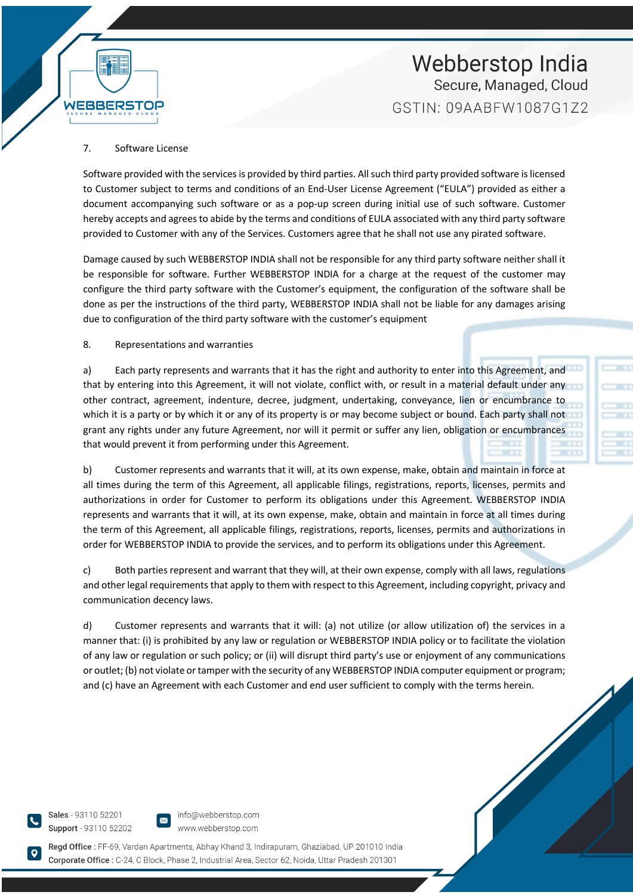## 7. Software License

Software provided with the services is provided by third parties. All such third party provided software is licensed to Customer subject to terms and conditions of an End-User License Agreement ("EULA") provided as either a document accompanying such software or as a pop-up screen during initial use of such software. Customer hereby accepts and agrees to abide by the terms and conditions of EULA associated with any third party software provided to Customer with any of the Services. Customers agree that he shall not use any pirated software.

Damage caused by such WEBBERSTOP INDIA shall not be responsible for any third party software neither shall it be responsible for software. Further WEBBERSTOP INDIA for a charge at the request of the customer may configure the third party software with the Customer's equipment, the configuration of the software shall be done as per the instructions of the third party, WEBBERSTOP INDIA shall not be liable for any damages arising due to configuration of the third party software with the customer's equipment

## 8. Representations and warranties

a) Each party represents and warrants that it has the right and authority to enter into this Agreement, and that by entering into this Agreement, it will not violate, conflict with, or result in a material default under any other contract, agreement, indenture, decree, judgment, undertaking, conveyance, lien or encumbrance to which it is a party or by which it or any of its property is or may become subject or bound. Each party shall not grant any rights under any future Agreement, nor will it permit or suffer any lien, obligation or encumbrances that would prevent it from performing under this Agreement.

b) Customer represents and warrants that it will, at its own expense, make, obtain and maintain in force at all times during the term of this Agreement, all applicable filings, registrations, reports, licenses, permits and authorizations in order for Customer to perform its obligations under this Agreement. WEBBERSTOP INDIA represents and warrants that it will, at its own expense, make, obtain and maintain in force at all times during the term of this Agreement, all applicable filings, registrations, reports, licenses, permits and authorizations in order for WEBBERSTOP INDIA to provide the services, and to perform its obligations under this Agreement.

c) Both parties represent and warrant that they will, at their own expense, comply with all laws, regulations and other legal requirements that apply to them with respect to this Agreement, including copyright, privacy and communication decency laws.

d) Customer represents and warrants that it will: (a) not utilize (or allow utilization of) the services in a manner that: (i) is prohibited by any law or regulation or WEBBERSTOP INDIA policy or to facilitate the violation of any law or regulation or such policy; or (ii) will disrupt third party's use or enjoyment of any communications or outlet; (b) not violate or tamper with the security of any WEBBERSTOP INDIA computer equipment or program; and (c) have an Agreement with each Customer and end user sufficient to comply with the terms herein.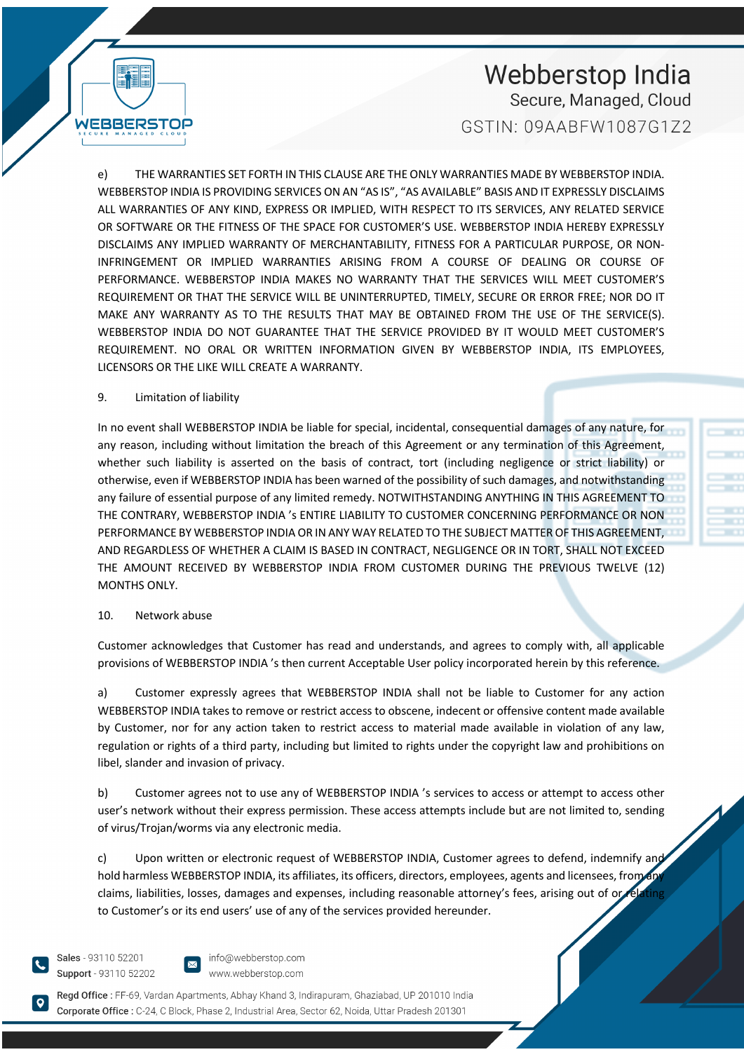e) THE WARRANTIES SET FORTH IN THIS CLAUSE ARE THE ONLY WARRANTIES MADE BY WEBBERSTOP INDIA. WEBBERSTOP INDIA IS PROVIDING SERVICES ON AN "AS IS", "AS AVAILABLE" BASIS AND IT EXPRESSLY DISCLAIMS ALL WARRANTIES OF ANY KIND, EXPRESS OR IMPLIED, WITH RESPECT TO ITS SERVICES, ANY RELATED SERVICE OR SOFTWARE OR THE FITNESS OF THE SPACE FOR CUSTOMER'S USE. WEBBERSTOP INDIA HEREBY EXPRESSLY DISCLAIMS ANY IMPLIED WARRANTY OF MERCHANTABILITY, FITNESS FOR A PARTICULAR PURPOSE, OR NON-INFRINGEMENT OR IMPLIED WARRANTIES ARISING FROM A COURSE OF DEALING OR COURSE OF PERFORMANCE. WEBBERSTOP INDIA MAKES NO WARRANTY THAT THE SERVICES WILL MEET CUSTOMER'S REQUIREMENT OR THAT THE SERVICE WILL BE UNINTERRUPTED, TIMELY, SECURE OR ERROR FREE; NOR DO IT MAKE ANY WARRANTY AS TO THE RESULTS THAT MAY BE OBTAINED FROM THE USE OF THE SERVICE(S). WEBBERSTOP INDIA DO NOT GUARANTEE THAT THE SERVICE PROVIDED BY IT WOULD MEET CUSTOMER'S REQUIREMENT. NO ORAL OR WRITTEN INFORMATION GIVEN BY WEBBERSTOP INDIA, ITS EMPLOYEES, LICENSORS OR THE LIKE WILL CREATE A WARRANTY.

9. Limitation of liability

In no event shall WEBBERSTOP INDIA be liable for special, incidental, consequential damages of any nature, for any reason, including without limitation the breach of this Agreement or any termination of this Agreement, whether such liability is asserted on the basis of contract, tort (including negligence or strict liability) or otherwise, even if WEBBERSTOP INDIA has been warned of the possibility of such damages, and notwithstanding any failure of essential purpose of any limited remedy. NOTWITHSTANDING ANYTHING IN THIS AGREEMENT TO THE CONTRARY, WEBBERSTOP INDIA 's ENTIRE LIABILITY TO CUSTOMER CONCERNING PERFORMANCE OR NON PERFORMANCE BY WEBBERSTOP INDIA OR IN ANY WAY RELATED TO THE SUBJECT MATTER OF THIS AGREEMENT, AND REGARDLESS OF WHETHER A CLAIM IS BASED IN CONTRACT, NEGLIGENCE OR IN TORT, SHALL NOT EXCEED THE AMOUNT RECEIVED BY WEBBERSTOP INDIA FROM CUSTOMER DURING THE PREVIOUS TWELVE (12) MONTHS ONLY.

10. Network abuse

Customer acknowledges that Customer has read and understands, and agrees to comply with, all applicable provisions of WEBBERSTOP INDIA 's then current Acceptable User policy incorporated herein by this reference.

a) Customer expressly agrees that WEBBERSTOP INDIA shall not be liable to Customer for any action WEBBERSTOP INDIA takes to remove or restrict access to obscene, indecent or offensive content made available by Customer, nor for any action taken to restrict access to material made available in violation of any law, regulation or rights of a third party, including but limited to rights under the copyright law and prohibitions on libel, slander and invasion of privacy.

b) Customer agrees not to use any of WEBBERSTOP INDIA 's services to access or attempt to access other user's network without their express permission. These access attempts include but are not limited to, sending of virus/Trojan/worms via any electronic media.

c) Upon written or electronic request of WEBBERSTOP INDIA, Customer agrees to defend, indemnify and hold harmless WEBBERSTOP INDIA, its affiliates, its officers, directors, employees, agents and licensees, from any claims, liabilities, losses, damages and expenses, including reasonable attorney's fees, arising out of or relating to Customer's or its end users' use of any of the services provided hereunder.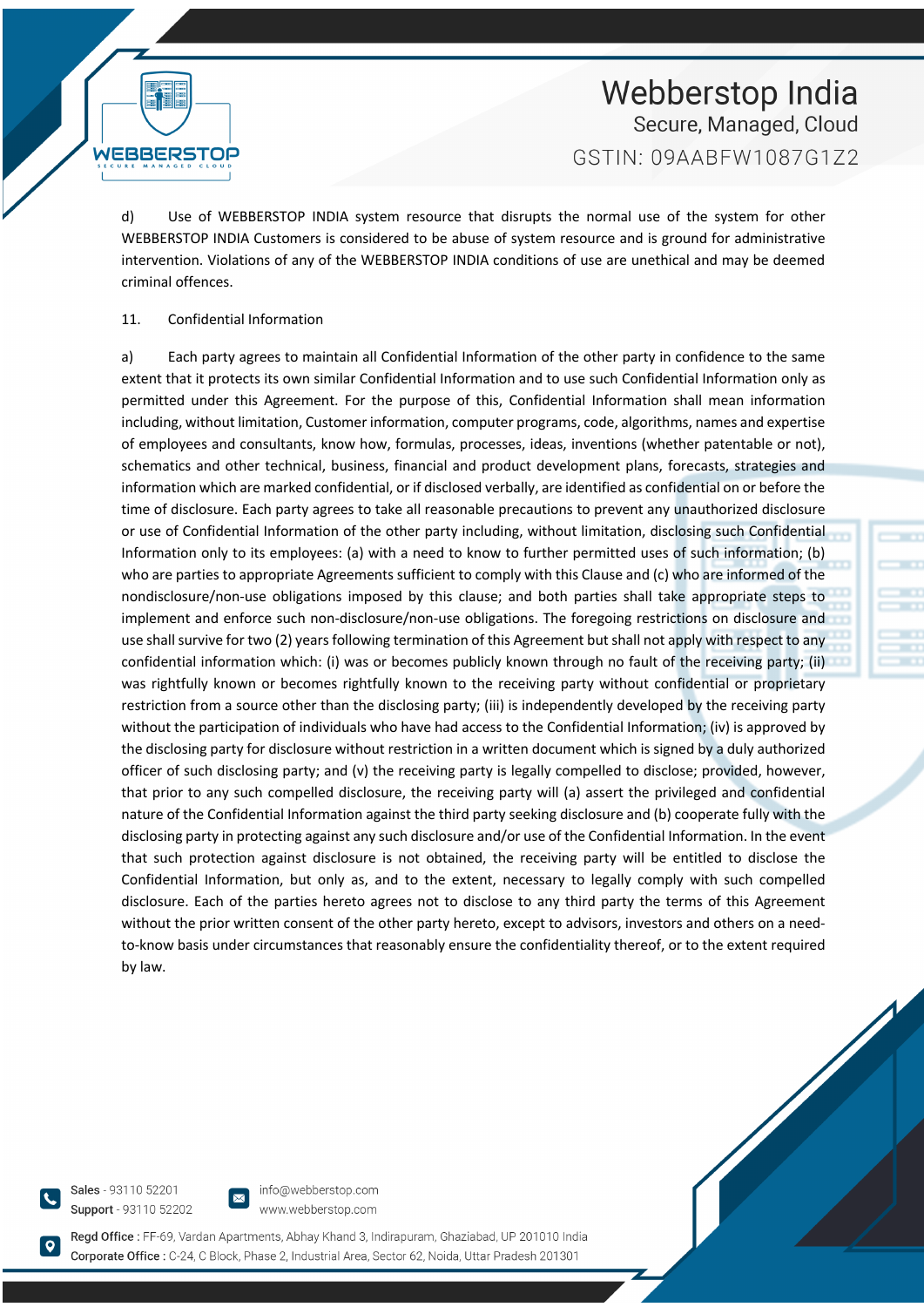d) Use of WEBBERSTOP INDIA system resource that disrupts the normal use of the system for other WEBBERSTOP INDIA Customers is considered to be abuse of system resource and is ground for administrative intervention. Violations of any of the WEBBERSTOP INDIA conditions of use are unethical and may be deemed criminal offences.

11. Confidential Information

a) Each party agrees to maintain all Confidential Information of the other party in confidence to the same extent that it protects its own similar Confidential Information and to use such Confidential Information only as permitted under this Agreement. For the purpose of this, Confidential Information shall mean information including, without limitation, Customer information, computer programs, code, algorithms, names and expertise of employees and consultants, know how, formulas, processes, ideas, inventions (whether patentable or not), schematics and other technical, business, financial and product development plans, forecasts, strategies and information which are marked confidential, or if disclosed verbally, are identified as confidential on or before the time of disclosure. Each party agrees to take all reasonable precautions to prevent any unauthorized disclosure or use of Confidential Information of the other party including, without limitation, disclosing such Confidential Information only to its employees: (a) with a need to know to further permitted uses of such information; (b) who are parties to appropriate Agreements sufficient to comply with this Clause and (c) who are informed of the nondisclosure/non-use obligations imposed by this clause; and both parties shall take appropriate steps to implement and enforce such non-disclosure/non-use obligations. The foregoing restrictions on disclosure and use shall survive for two (2) years following termination of this Agreement but shall not apply with respect to any confidential information which: (i) was or becomes publicly known through no fault of the receiving party; (ii) was rightfully known or becomes rightfully known to the receiving party without confidential or proprietary restriction from a source other than the disclosing party; (iii) is independently developed by the receiving party without the participation of individuals who have had access to the Confidential Information; (iv) is approved by the disclosing party for disclosure without restriction in a written document which is signed by a duly authorized officer of such disclosing party; and (v) the receiving party is legally compelled to disclose; provided, however, that prior to any such compelled disclosure, the receiving party will (a) assert the privileged and confidential nature of the Confidential Information against the third party seeking disclosure and (b) cooperate fully with the disclosing party in protecting against any such disclosure and/or use of the Confidential Information. In the event that such protection against disclosure is not obtained, the receiving party will be entitled to disclose the Confidential Information, but only as, and to the extent, necessary to legally comply with such compelled disclosure. Each of the parties hereto agrees not to disclose to any third party the terms of this Agreement without the prior written consent of the other party hereto, except to advisors, investors and others on a need-to-know basis under circumstances that reasonably ensure the confidentiality thereof, or to the extent required by law.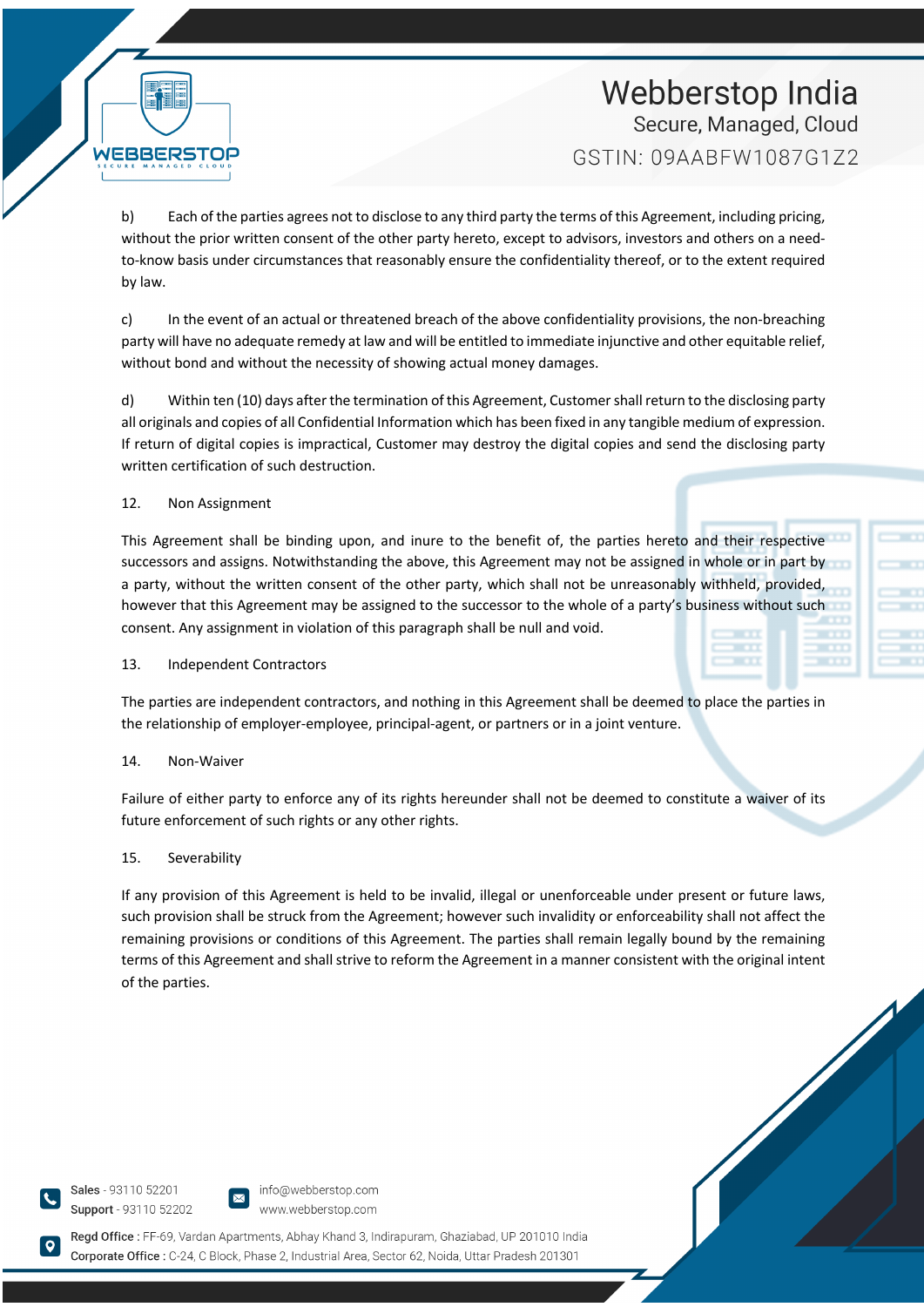b) Each of the parties agrees not to disclose to any third party the terms of this Agreement, including pricing, without the prior written consent of the other party hereto, except to advisors, investors and others on a need-to-know basis under circumstances that reasonably ensure the confidentiality thereof, or to the extent required by law.

c) In the event of an actual or threatened breach of the above confidentiality provisions, the non-breaching party will have no adequate remedy at law and will be entitled to immediate injunctive and other equitable relief, without bond and without the necessity of showing actual money damages.

d) Within ten (10) days after the termination of this Agreement, Customer shall return to the disclosing party all originals and copies of all Confidential Information which has been fixed in any tangible medium of expression. If return of digital copies is impractical, Customer may destroy the digital copies and send the disclosing party written certification of such destruction.

12. Non Assignment

This Agreement shall be binding upon, and inure to the benefit of, the parties hereto and their respective successors and assigns. Notwithstanding the above, this Agreement may not be assigned in whole or in part by a party, without the written consent of the other party, which shall not be unreasonably withheld, provided, however that this Agreement may be assigned to the successor to the whole of a party's business without such consent. Any assignment in violation of this paragraph shall be null and void.

13. Independent Contractors

The parties are independent contractors, and nothing in this Agreement shall be deemed to place the parties in the relationship of employer-employee, principal-agent, or partners or in a joint venture.

14. Non-Waiver

Failure of either party to enforce any of its rights hereunder shall not be deemed to constitute a waiver of its future enforcement of such rights or any other rights.

15. Severability

If any provision of this Agreement is held to be invalid, illegal or unenforceable under present or future laws, such provision shall be struck from the Agreement; however such invalidity or enforceability shall not affect the remaining provisions or conditions of this Agreement. The parties shall remain legally bound by the remaining terms of this Agreement and shall strive to reform the Agreement in a manner consistent with the original intent of the parties.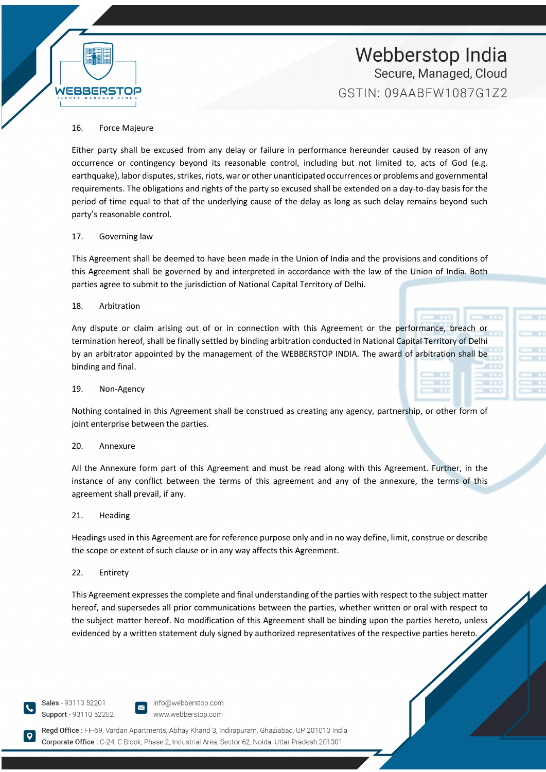16. Force Majeure

Either party shall be excused from any delay or failure in performance hereunder caused by reason of any occurrence or contingency beyond its reasonable control, including but not limited to, acts of God (e.g. earthquake), labor disputes, strikes, riots, war or other unanticipated occurrences or problems and governmental requirements. The obligations and rights of the party so excused shall be extended on a day-to-day basis for the period of time equal to that of the underlying cause of the delay as long as such delay remains beyond such party's reasonable control.

17. Governing law

This Agreement shall be deemed to have been made in the Union of India and the provisions and conditions of this Agreement shall be governed by and interpreted in accordance with the law of the Union of India. Both parties agree to submit to the jurisdiction of National Capital Territory of Delhi.

18. Arbitration

Any dispute or claim arising out of or in connection with this Agreement or the performance, breach or termination hereof, shall be finally settled by binding arbitration conducted in National Capital Territory of Delhi by an arbitrator appointed by the management of the WEBBERSTOP INDIA. The award of arbitration shall be binding and final.

19. Non-Agency

Nothing contained in this Agreement shall be construed as creating any agency, partnership, or other form of joint enterprise between the parties.

20. Annexure

All the Annexure form part of this Agreement and must be read along with this Agreement. Further, in the instance of any conflict between the terms of this agreement and any of the annexure, the terms of this agreement shall prevail, if any.

21. Heading

Headings used in this Agreement are for reference purpose only and in no way define, limit, construe or describe the scope or extent of such clause or in any way affects this Agreement.

22. Entirety

This Agreement expresses the complete and final understanding of the parties with respect to the subject matter hereof, and supersedes all prior communications between the parties, whether written or oral with respect to the subject matter hereof. No modification of this Agreement shall be binding upon the parties hereto, unless evidenced by a written statement duly signed by authorized representatives of the respective parties hereto.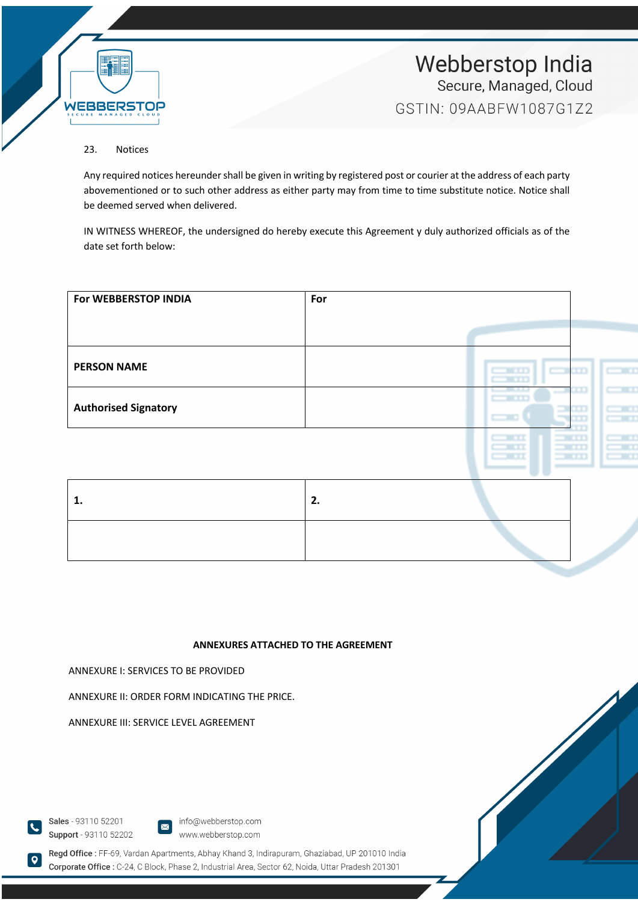23. Notices

Any required notices hereunder shall be given in writing by registered post or courier at the address of each party abovementioned or to such other address as either party may from time to time substitute notice. Notice shall be deemed served when delivered.

IN WITNESS WHEREOF, the undersigned do hereby execute this Agreement y duly authorized officials as of the date set forth below:

| **For WEBBERSTOP INDIA** | **For** |
|---|---|
| **PERSON NAME** | |
| **Authorised Signatory** | |

| **1.** | **2.** |
|---|---|
| | |

**ANNEXURES ATTACHED TO THE AGREEMENT**

ANNEXURE I: SERVICES TO BE PROVIDED

ANNEXURE II: ORDER FORM INDICATING THE PRICE.

ANNEXURE III: SERVICE LEVEL AGREEMENT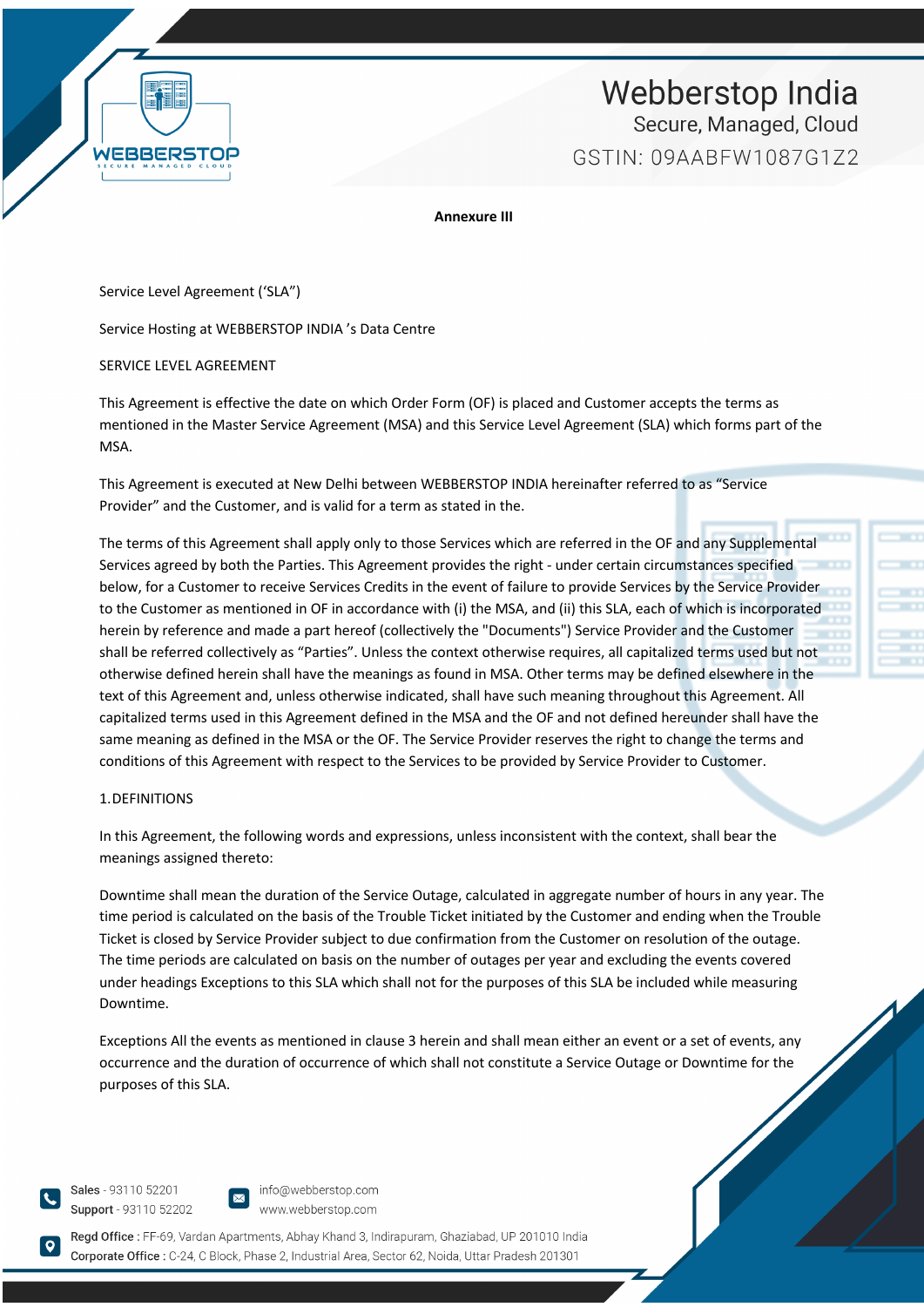**Annexure III**

Service Level Agreement ('SLA")

Service Hosting at WEBBERSTOP INDIA 's Data Centre

SERVICE LEVEL AGREEMENT

This Agreement is effective the date on which Order Form (OF) is placed and Customer accepts the terms as mentioned in the Master Service Agreement (MSA) and this Service Level Agreement (SLA) which forms part of the MSA.

This Agreement is executed at New Delhi between WEBBERSTOP INDIA hereinafter referred to as "Service Provider" and the Customer, and is valid for a term as stated in the.

The terms of this Agreement shall apply only to those Services which are referred in the OF and any Supplemental Services agreed by both the Parties. This Agreement provides the right - under certain circumstances specified below, for a Customer to receive Services Credits in the event of failure to provide Services by the Service Provider to the Customer as mentioned in OF in accordance with (i) the MSA, and (ii) this SLA, each of which is incorporated herein by reference and made a part hereof (collectively the "Documents") Service Provider and the Customer shall be referred collectively as "Parties". Unless the context otherwise requires, all capitalized terms used but not otherwise defined herein shall have the meanings as found in MSA. Other terms may be defined elsewhere in the text of this Agreement and, unless otherwise indicated, shall have such meaning throughout this Agreement. All capitalized terms used in this Agreement defined in the MSA and the OF and not defined hereunder shall have the same meaning as defined in the MSA or the OF. The Service Provider reserves the right to change the terms and conditions of this Agreement with respect to the Services to be provided by Service Provider to Customer.

1. DEFINITIONS

In this Agreement, the following words and expressions, unless inconsistent with the context, shall bear the meanings assigned thereto:

Downtime shall mean the duration of the Service Outage, calculated in aggregate number of hours in any year. The time period is calculated on the basis of the Trouble Ticket initiated by the Customer and ending when the Trouble Ticket is closed by Service Provider subject to due confirmation from the Customer on resolution of the outage. The time periods are calculated on basis on the number of outages per year and excluding the events covered under headings Exceptions to this SLA which shall not for the purposes of this SLA be included while measuring Downtime.

Exceptions All the events as mentioned in clause 3 herein and shall mean either an event or a set of events, any occurrence and the duration of occurrence of which shall not constitute a Service Outage or Downtime for the purposes of this SLA.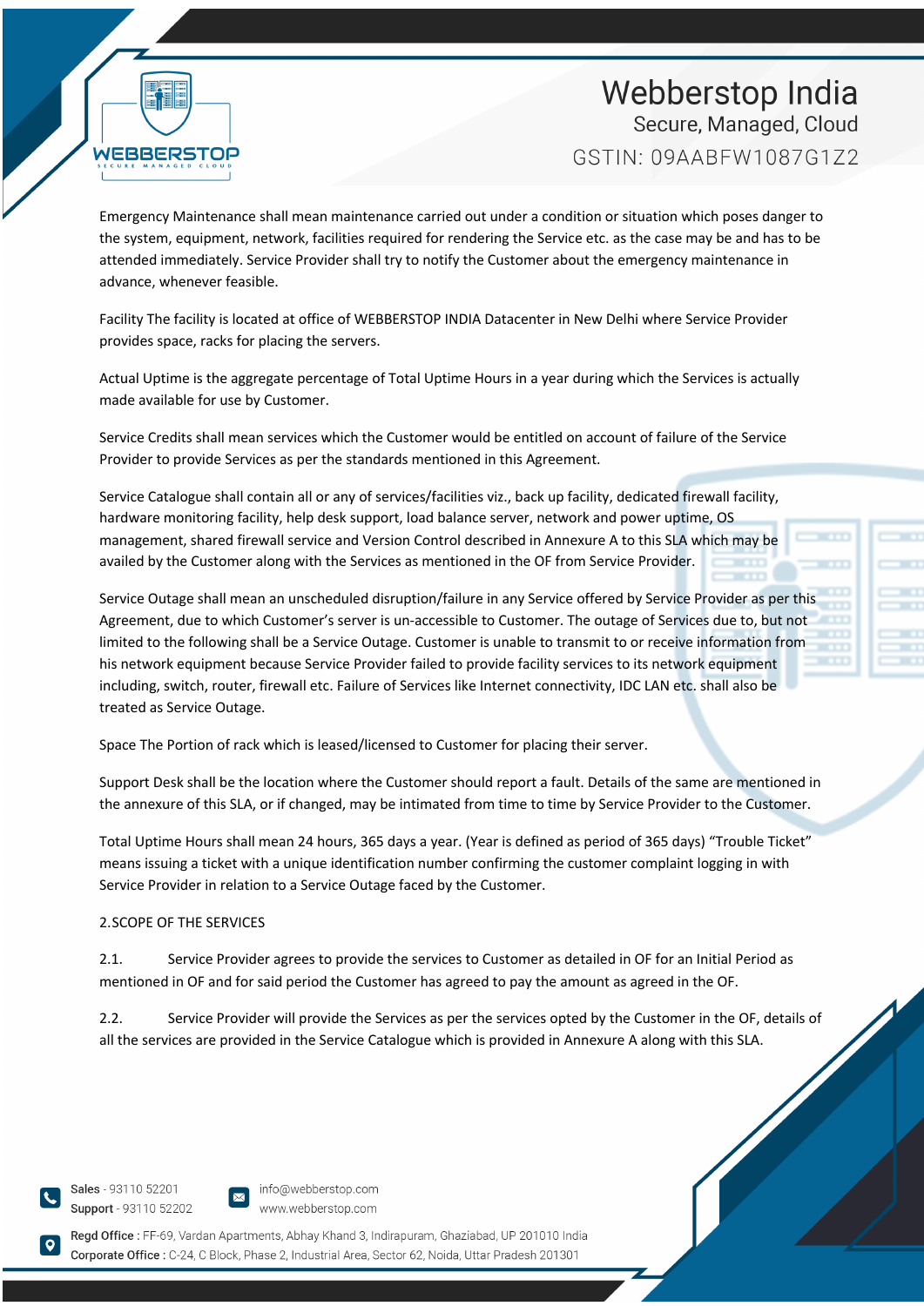Emergency Maintenance shall mean maintenance carried out under a condition or situation which poses danger to the system, equipment, network, facilities required for rendering the Service etc. as the case may be and has to be attended immediately. Service Provider shall try to notify the Customer about the emergency maintenance in advance, whenever feasible.

Facility The facility is located at office of WEBBERSTOP INDIA Datacenter in New Delhi where Service Provider provides space, racks for placing the servers.

Actual Uptime is the aggregate percentage of Total Uptime Hours in a year during which the Services is actually made available for use by Customer.

Service Credits shall mean services which the Customer would be entitled on account of failure of the Service Provider to provide Services as per the standards mentioned in this Agreement.

Service Catalogue shall contain all or any of services/facilities viz., back up facility, dedicated firewall facility, hardware monitoring facility, help desk support, load balance server, network and power uptime, OS management, shared firewall service and Version Control described in Annexure A to this SLA which may be availed by the Customer along with the Services as mentioned in the OF from Service Provider.

Service Outage shall mean an unscheduled disruption/failure in any Service offered by Service Provider as per this Agreement, due to which Customer's server is un-accessible to Customer. The outage of Services due to, but not limited to the following shall be a Service Outage. Customer is unable to transmit to or receive information from his network equipment because Service Provider failed to provide facility services to its network equipment including, switch, router, firewall etc. Failure of Services like Internet connectivity, IDC LAN etc. shall also be treated as Service Outage.

Space The Portion of rack which is leased/licensed to Customer for placing their server.

Support Desk shall be the location where the Customer should report a fault. Details of the same are mentioned in the annexure of this SLA, or if changed, may be intimated from time to time by Service Provider to the Customer.

Total Uptime Hours shall mean 24 hours, 365 days a year. (Year is defined as period of 365 days) "Trouble Ticket" means issuing a ticket with a unique identification number confirming the customer complaint logging in with Service Provider in relation to a Service Outage faced by the Customer.

2.SCOPE OF THE SERVICES

2.1. Service Provider agrees to provide the services to Customer as detailed in OF for an Initial Period as mentioned in OF and for said period the Customer has agreed to pay the amount as agreed in the OF.

2.2. Service Provider will provide the Services as per the services opted by the Customer in the OF, details of all the services are provided in the Service Catalogue which is provided in Annexure A along with this SLA.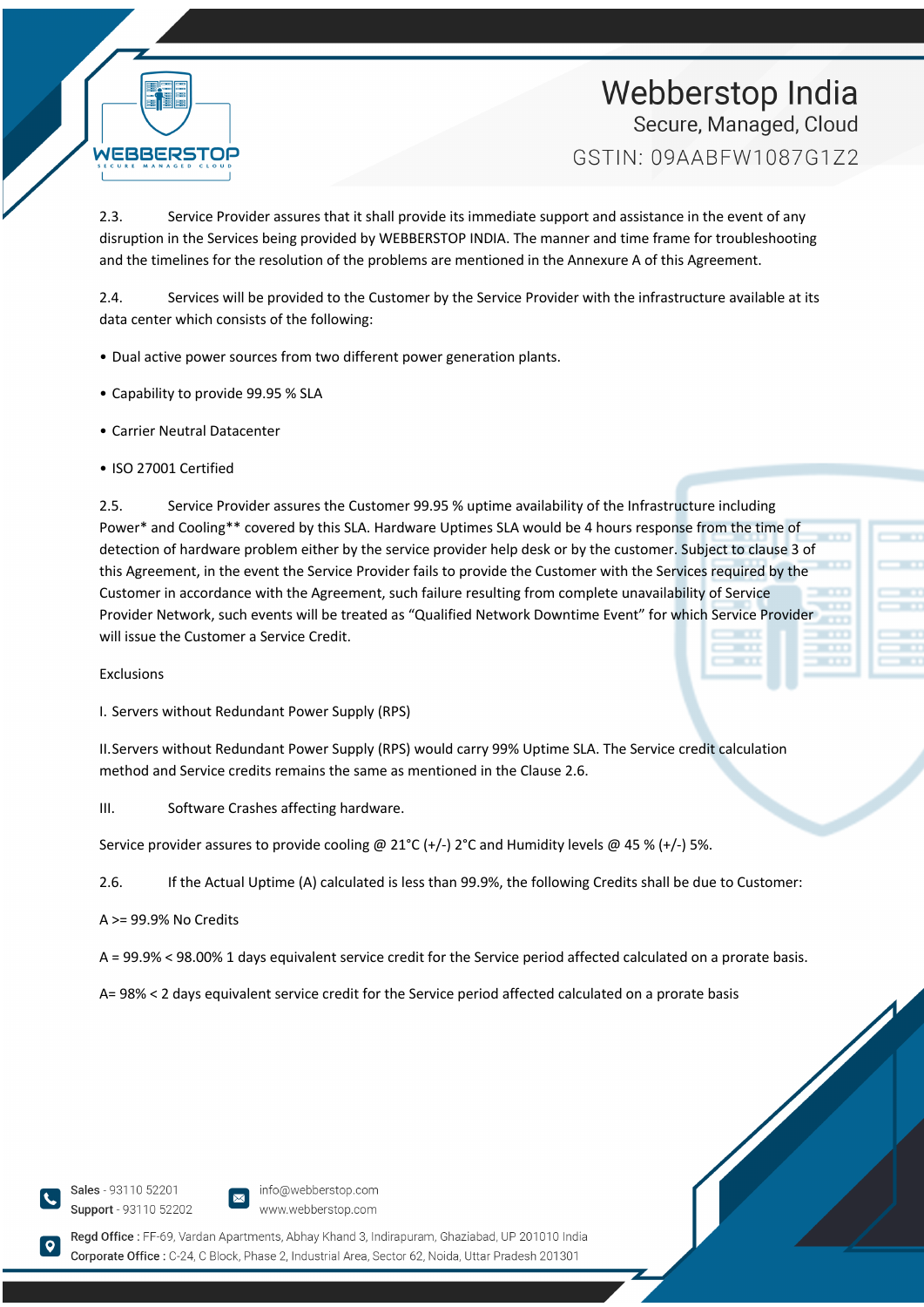2.3. Service Provider assures that it shall provide its immediate support and assistance in the event of any disruption in the Services being provided by WEBBERSTOP INDIA. The manner and time frame for troubleshooting and the timelines for the resolution of the problems are mentioned in the Annexure A of this Agreement.

2.4. Services will be provided to the Customer by the Service Provider with the infrastructure available at its data center which consists of the following:

- Dual active power sources from two different power generation plants.
- Capability to provide 99.95 % SLA
- Carrier Neutral Datacenter
- ISO 27001 Certified

2.5. Service Provider assures the Customer 99.95 % uptime availability of the Infrastructure including Power* and Cooling** covered by this SLA. Hardware Uptimes SLA would be 4 hours response from the time of detection of hardware problem either by the service provider help desk or by the customer. Subject to clause 3 of this Agreement, in the event the Service Provider fails to provide the Customer with the Services required by the Customer in accordance with the Agreement, such failure resulting from complete unavailability of Service Provider Network, such events will be treated as "Qualified Network Downtime Event" for which Service Provider will issue the Customer a Service Credit.

Exclusions

I. Servers without Redundant Power Supply (RPS)

II.Servers without Redundant Power Supply (RPS) would carry 99% Uptime SLA. The Service credit calculation method and Service credits remains the same as mentioned in the Clause 2.6.

III. Software Crashes affecting hardware.

Service provider assures to provide cooling @ 21°C (+/-) 2°C and Humidity levels @ 45 % (+/-) 5%.

2.6. If the Actual Uptime (A) calculated is less than 99.9%, the following Credits shall be due to Customer:

A >= 99.9% No Credits

A = 99.9% < 98.00% 1 days equivalent service credit for the Service period affected calculated on a prorate basis.

A= 98% < 2 days equivalent service credit for the Service period affected calculated on a prorate basis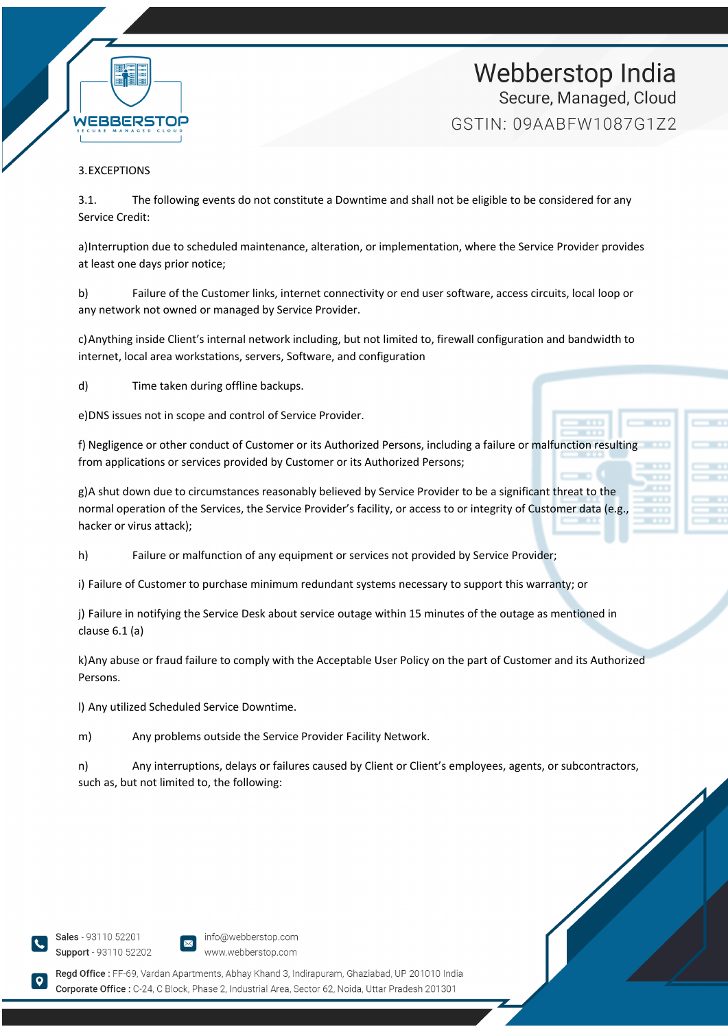## 3. EXCEPTIONS

3.1. The following events do not constitute a Downtime and shall not be eligible to be considered for any Service Credit:

a) Interruption due to scheduled maintenance, alteration, or implementation, where the Service Provider provides at least one days prior notice;

b) Failure of the Customer links, internet connectivity or end user software, access circuits, local loop or any network not owned or managed by Service Provider.

c) Anything inside Client's internal network including, but not limited to, firewall configuration and bandwidth to internet, local area workstations, servers, Software, and configuration

d) Time taken during offline backups.

e) DNS issues not in scope and control of Service Provider.

f) Negligence or other conduct of Customer or its Authorized Persons, including a failure or malfunction resulting from applications or services provided by Customer or its Authorized Persons;

g) A shut down due to circumstances reasonably believed by Service Provider to be a significant threat to the normal operation of the Services, the Service Provider's facility, or access to or integrity of Customer data (e.g., hacker or virus attack);

h) Failure or malfunction of any equipment or services not provided by Service Provider;

i) Failure of Customer to purchase minimum redundant systems necessary to support this warranty; or

j) Failure in notifying the Service Desk about service outage within 15 minutes of the outage as mentioned in clause 6.1 (a)

k) Any abuse or fraud failure to comply with the Acceptable User Policy on the part of Customer and its Authorized Persons.

l) Any utilized Scheduled Service Downtime.

m) Any problems outside the Service Provider Facility Network.

n) Any interruptions, delays or failures caused by Client or Client's employees, agents, or subcontractors, such as, but not limited to, the following: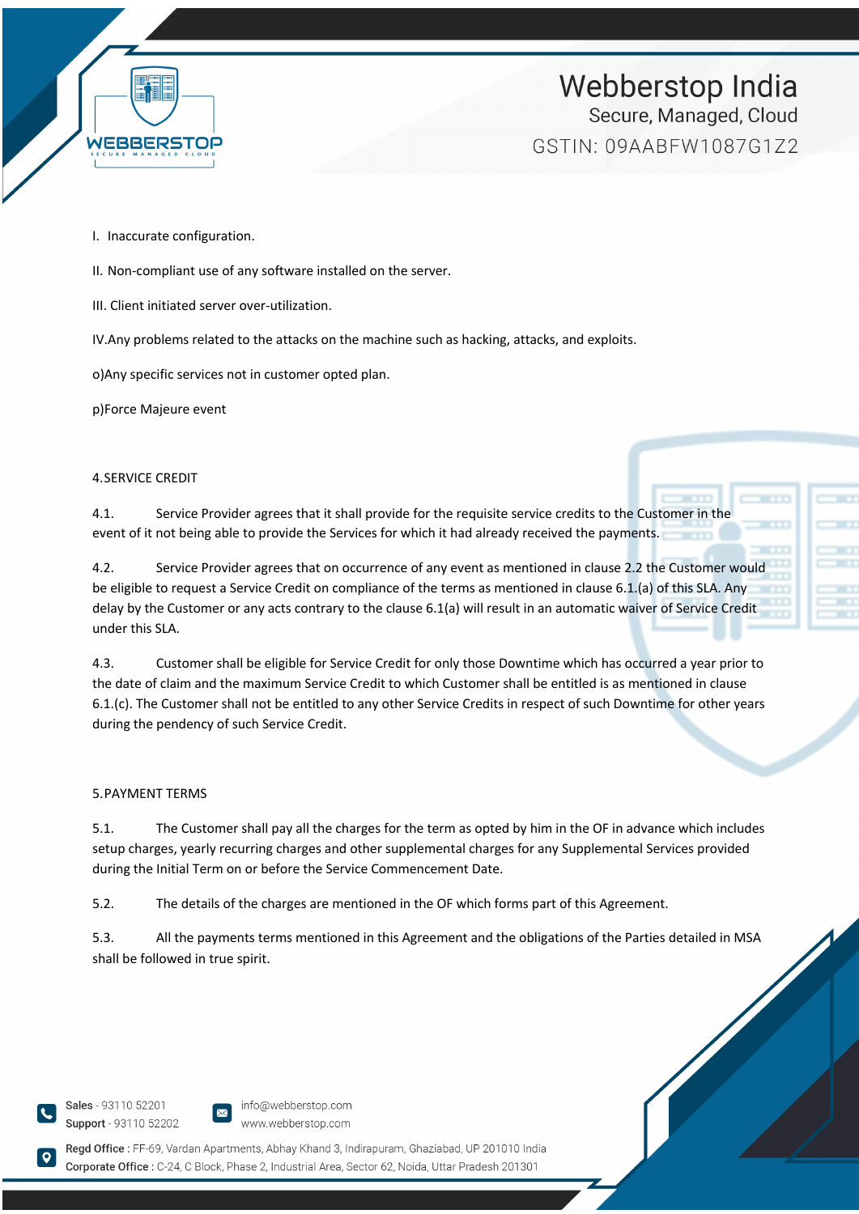I. Inaccurate configuration.

II. Non-compliant use of any software installed on the server.

III. Client initiated server over-utilization.

IV.Any problems related to the attacks on the machine such as hacking, attacks, and exploits.

o)Any specific services not in customer opted plan.

p)Force Majeure event

4.SERVICE CREDIT

4.1. Service Provider agrees that it shall provide for the requisite service credits to the Customer in the event of it not being able to provide the Services for which it had already received the payments.

4.2. Service Provider agrees that on occurrence of any event as mentioned in clause 2.2 the Customer would be eligible to request a Service Credit on compliance of the terms as mentioned in clause 6.1.(a) of this SLA. Any delay by the Customer or any acts contrary to the clause 6.1(a) will result in an automatic waiver of Service Credit under this SLA.

4.3. Customer shall be eligible for Service Credit for only those Downtime which has occurred a year prior to the date of claim and the maximum Service Credit to which Customer shall be entitled is as mentioned in clause 6.1.(c). The Customer shall not be entitled to any other Service Credits in respect of such Downtime for other years during the pendency of such Service Credit.

5.PAYMENT TERMS

5.1. The Customer shall pay all the charges for the term as opted by him in the OF in advance which includes setup charges, yearly recurring charges and other supplemental charges for any Supplemental Services provided during the Initial Term on or before the Service Commencement Date.

5.2. The details of the charges are mentioned in the OF which forms part of this Agreement.

5.3. All the payments terms mentioned in this Agreement and the obligations of the Parties detailed in MSA shall be followed in true spirit.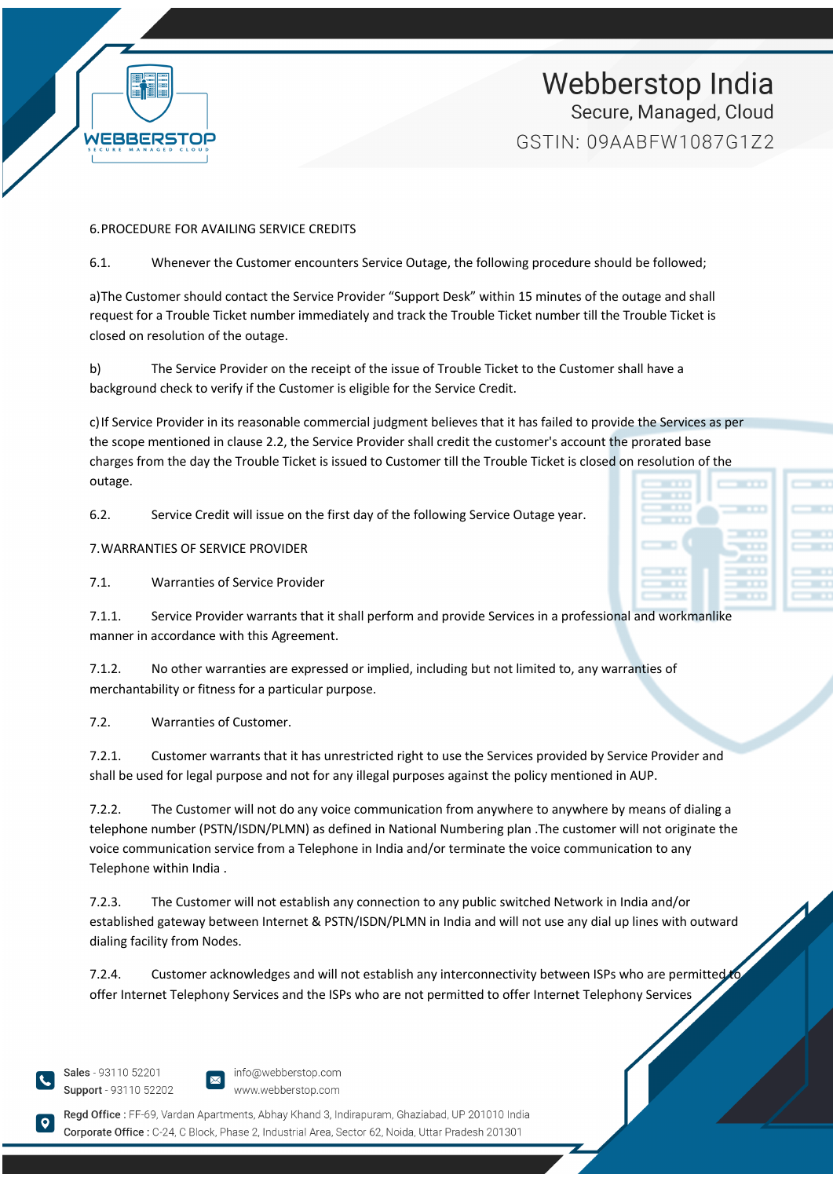## 6. PROCEDURE FOR AVAILING SERVICE CREDITS

6.1. Whenever the Customer encounters Service Outage, the following procedure should be followed;

a)The Customer should contact the Service Provider “Support Desk” within 15 minutes of the outage and shall request for a Trouble Ticket number immediately and track the Trouble Ticket number till the Trouble Ticket is closed on resolution of the outage.

b) The Service Provider on the receipt of the issue of Trouble Ticket to the Customer shall have a background check to verify if the Customer is eligible for the Service Credit.

c) If Service Provider in its reasonable commercial judgment believes that it has failed to provide the Services as per the scope mentioned in clause 2.2, the Service Provider shall credit the customer's account the prorated base charges from the day the Trouble Ticket is issued to Customer till the Trouble Ticket is closed on resolution of the outage.

6.2. Service Credit will issue on the first day of the following Service Outage year.

## 7. WARRANTIES OF SERVICE PROVIDER

7.1. Warranties of Service Provider

7.1.1. Service Provider warrants that it shall perform and provide Services in a professional and workmanlike manner in accordance with this Agreement.

7.1.2. No other warranties are expressed or implied, including but not limited to, any warranties of merchantability or fitness for a particular purpose.

7.2. Warranties of Customer.

7.2.1. Customer warrants that it has unrestricted right to use the Services provided by Service Provider and shall be used for legal purpose and not for any illegal purposes against the policy mentioned in AUP.

7.2.2. The Customer will not do any voice communication from anywhere to anywhere by means of dialing a telephone number (PSTN/ISDN/PLMN) as defined in National Numbering plan .The customer will not originate the voice communication service from a Telephone in India and/or terminate the voice communication to any Telephone within India .

7.2.3. The Customer will not establish any connection to any public switched Network in India and/or established gateway between Internet & PSTN/ISDN/PLMN in India and will not use any dial up lines with outward dialing facility from Nodes.

7.2.4. Customer acknowledges and will not establish any interconnectivity between ISPs who are permitted to offer Internet Telephony Services and the ISPs who are not permitted to offer Internet Telephony Services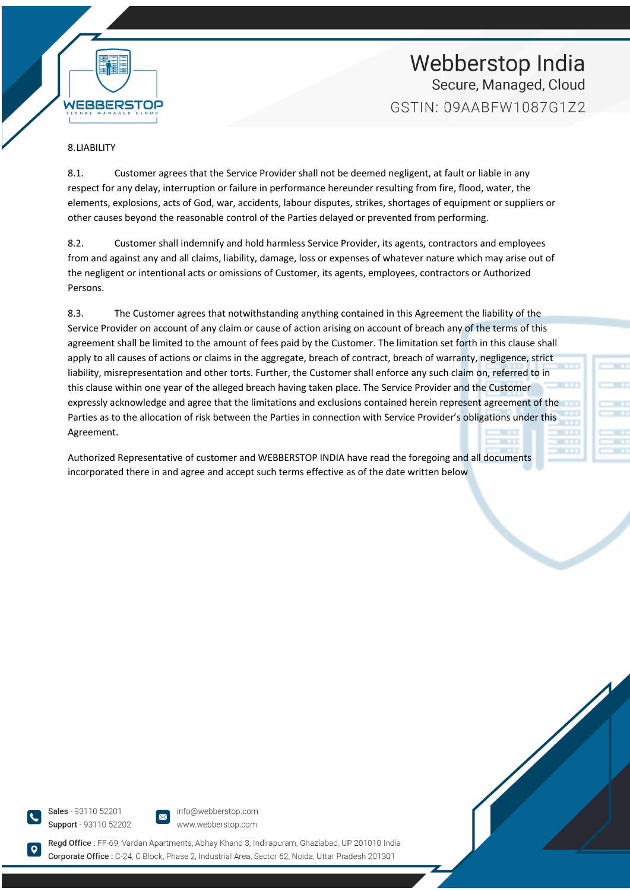## 8. LIABILITY

8.1. Customer agrees that the Service Provider shall not be deemed negligent, at fault or liable in any respect for any delay, interruption or failure in performance hereunder resulting from fire, flood, water, the elements, explosions, acts of God, war, accidents, labour disputes, strikes, shortages of equipment or suppliers or other causes beyond the reasonable control of the Parties delayed or prevented from performing.

8.2. Customer shall indemnify and hold harmless Service Provider, its agents, contractors and employees from and against any and all claims, liability, damage, loss or expenses of whatever nature which may arise out of the negligent or intentional acts or omissions of Customer, its agents, employees, contractors or Authorized Persons.

8.3. The Customer agrees that notwithstanding anything contained in this Agreement the liability of the Service Provider on account of any claim or cause of action arising on account of breach any of the terms of this agreement shall be limited to the amount of fees paid by the Customer. The limitation set forth in this clause shall apply to all causes of actions or claims in the aggregate, breach of contract, breach of warranty, negligence, strict liability, misrepresentation and other torts. Further, the Customer shall enforce any such claim on, referred to in this clause within one year of the alleged breach having taken place. The Service Provider and the Customer expressly acknowledge and agree that the limitations and exclusions contained herein represent agreement of the Parties as to the allocation of risk between the Parties in connection with Service Provider's obligations under this Agreement.

Authorized Representative of customer and WEBBERSTOP INDIA have read the foregoing and all documents incorporated there in and agree and accept such terms effective as of the date written below